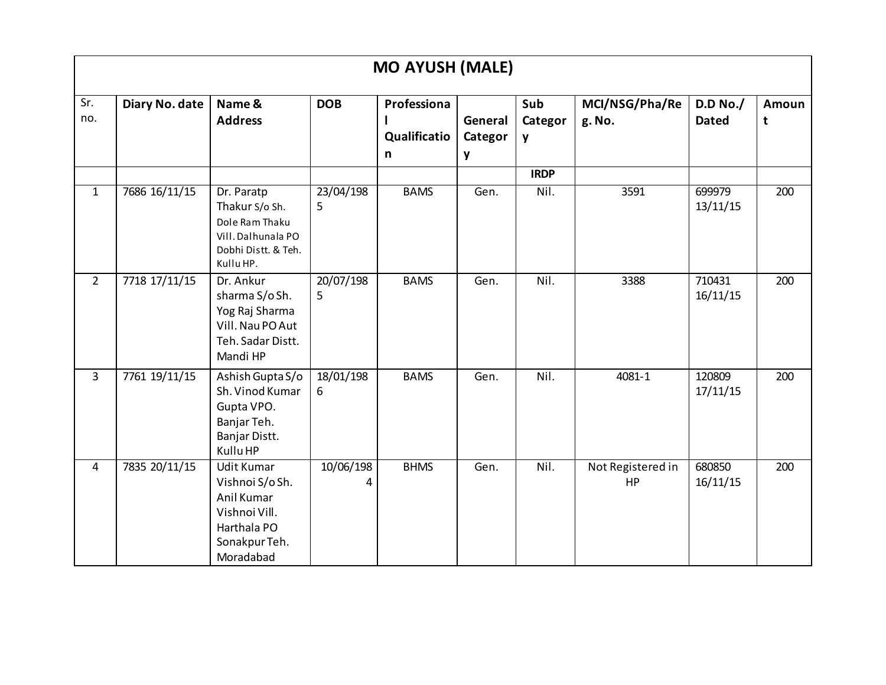| MO AYUSH (MALE) | | | | | | | | | |
|---|---|---|---|---|---|---|---|---|---|
| Sr. no. | Diary No. date | Name & Address | DOB | Professional Qualification | General Category | Sub Category | MCI/NSG/Pha/Reg. No. | D.D No./ Dated | Amount |
| | | | | | | IRDP | | | |
| 1 | 7686 16/11/15 | Dr. Paratp Thakur S/o Sh. Dole Ram Thaku Vill. Dalhunala PO Dobhi Distt. & Teh. Kullu HP. | 23/04/1985 | BAMS | Gen. | Nil. | 3591 | 699979 13/11/15 | 200 |
| 2 | 7718 17/11/15 | Dr. Ankur sharma S/o Sh. Yog Raj Sharma Vill. Nau PO Aut Teh. Sadar Distt. Mandi HP | 20/07/1985 | BAMS | Gen. | Nil. | 3388 | 710431 16/11/15 | 200 |
| 3 | 7761 19/11/15 | Ashish Gupta S/o Sh. Vinod Kumar Gupta VPO. Banjar Teh. Banjar Distt. Kullu HP | 18/01/1986 | BAMS | Gen. | Nil. | 4081-1 | 120809 17/11/15 | 200 |
| 4 | 7835 20/11/15 | Udit Kumar Vishnoi S/o Sh. Anil Kumar Vishnoi Vill. Harthala PO Sonakpur Teh. Moradabad | 10/06/1984 | BHMS | Gen. | Nil. | Not Registered in HP | 680850 16/11/15 | 200 |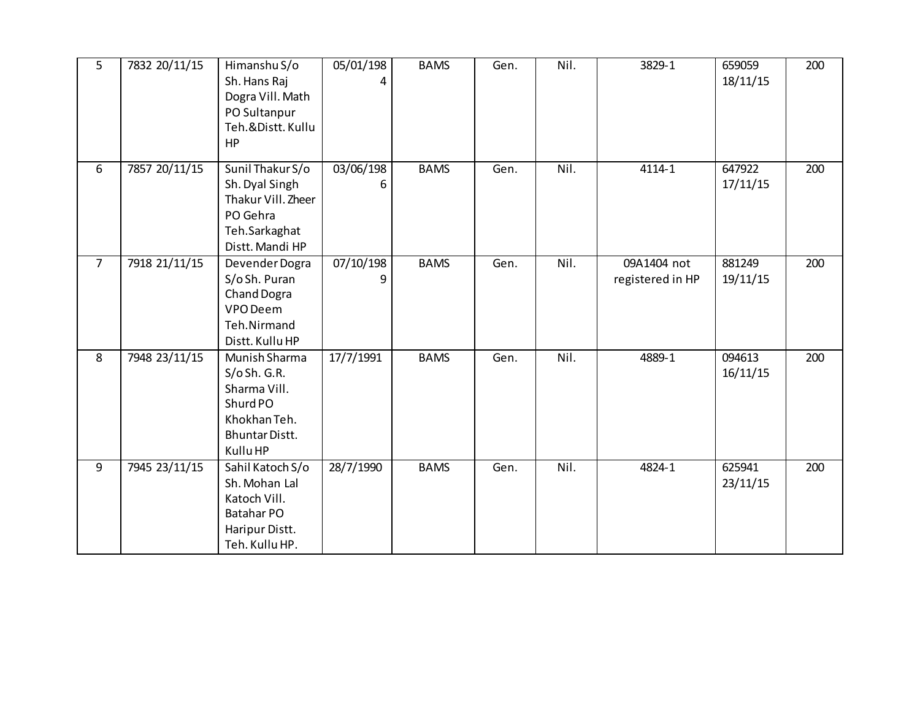| | | | | | | | | | |
|---|---|---|---|---|---|---|---|---|---|
| 5 | 7832 20/11/15 | Himanshu S/o Sh. Hans Raj Dogra Vill. Math PO Sultanpur Teh.&Distt. Kullu HP | 05/01/1984 | BAMS | Gen. | Nil. | 3829-1 | 659059 18/11/15 | 200 |
| 6 | 7857 20/11/15 | Sunil Thakur S/o Sh. Dyal Singh Thakur Vill. Zheer PO Gehra Teh.Sarkaghat Distt. Mandi HP | 03/06/1986 | BAMS | Gen. | Nil. | 4114-1 | 647922 17/11/15 | 200 |
| 7 | 7918 21/11/15 | Devender Dogra S/o Sh. Puran Chand Dogra VPO Deem Teh.Nirmand Distt. Kullu HP | 07/10/1989 | BAMS | Gen. | Nil. | 09A1404 not registered in HP | 881249 19/11/15 | 200 |
| 8 | 7948 23/11/15 | Munish Sharma S/o Sh. G.R. Sharma Vill. Shurd PO Khokhan Teh. Bhuntar Distt. Kullu HP | 17/7/1991 | BAMS | Gen. | Nil. | 4889-1 | 094613 16/11/15 | 200 |
| 9 | 7945 23/11/15 | Sahil Katoch S/o Sh. Mohan Lal Katoch Vill. Batahar PO Haripur Distt. Teh. Kullu HP. | 28/7/1990 | BAMS | Gen. | Nil. | 4824-1 | 625941 23/11/15 | 200 |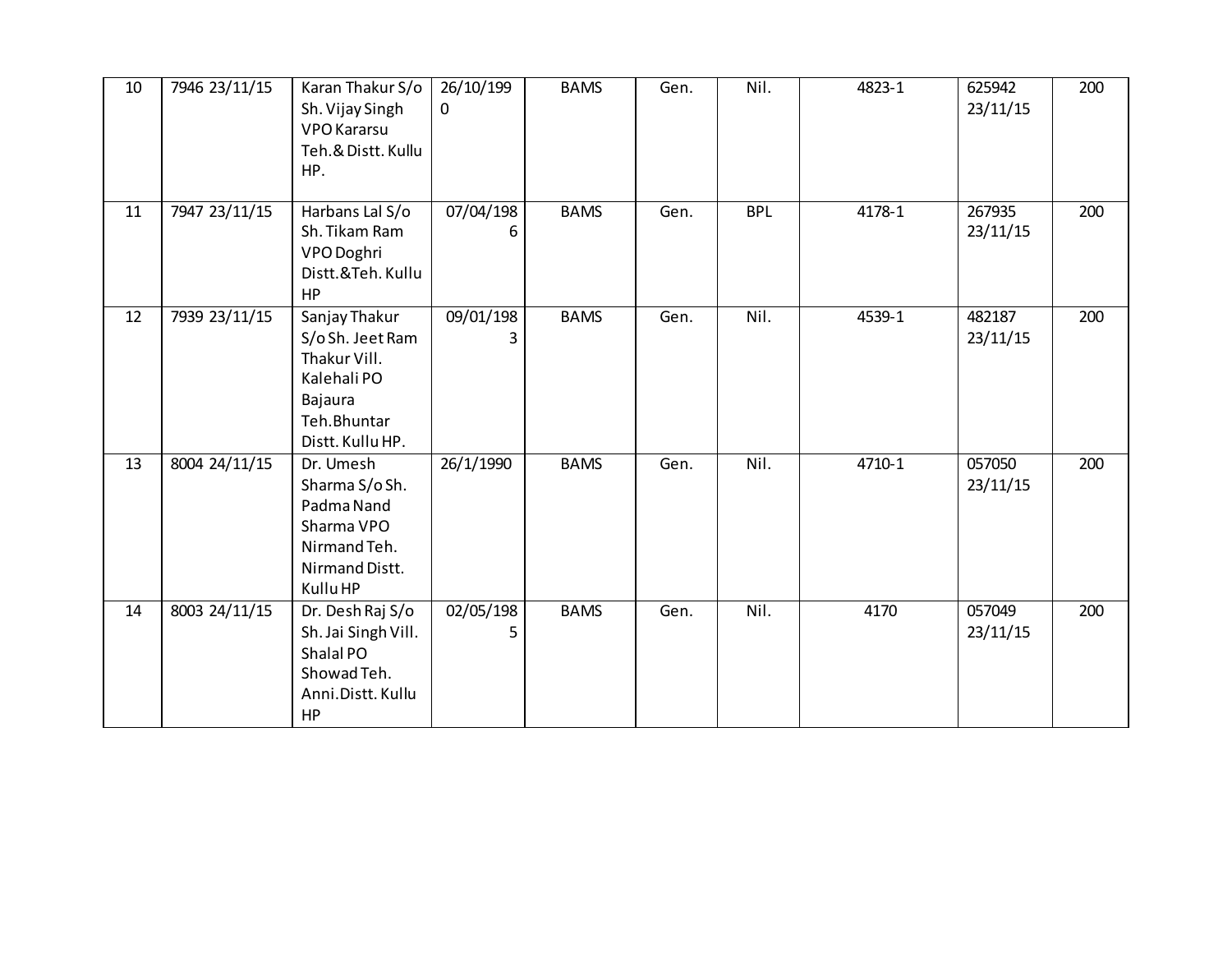| | | | | | | | | | |
|---|---|---|---|---|---|---|---|---|---|
| 10 | 7946 23/11/15 | Karan Thakur S/o Sh. Vijay Singh VPO Kararsu Teh.& Distt. Kullu HP. | 26/10/1990 | BAMS | Gen. | Nil. | 4823-1 | 625942 23/11/15 | 200 |
| 11 | 7947 23/11/15 | Harbans Lal S/o Sh. Tikam Ram VPO Doghri Distt.&Teh. Kullu HP | 07/04/1986 | BAMS | Gen. | BPL | 4178-1 | 267935 23/11/15 | 200 |
| 12 | 7939 23/11/15 | Sanjay Thakur S/o Sh. Jeet Ram Thakur Vill. Kalehali PO Bajaura Teh.Bhuntar Distt. Kullu HP. | 09/01/1983 | BAMS | Gen. | Nil. | 4539-1 | 482187 23/11/15 | 200 |
| 13 | 8004 24/11/15 | Dr. Umesh Sharma S/o Sh. Padma Nand Sharma VPO Nirmand Teh. Nirmand Distt. Kullu HP | 26/1/1990 | BAMS | Gen. | Nil. | 4710-1 | 057050 23/11/15 | 200 |
| 14 | 8003 24/11/15 | Dr. Desh Raj S/o Sh. Jai Singh Vill. Shalal PO Showad Teh. Anni.Distt. Kullu HP | 02/05/1985 | BAMS | Gen. | Nil. | 4170 | 057049 23/11/15 | 200 |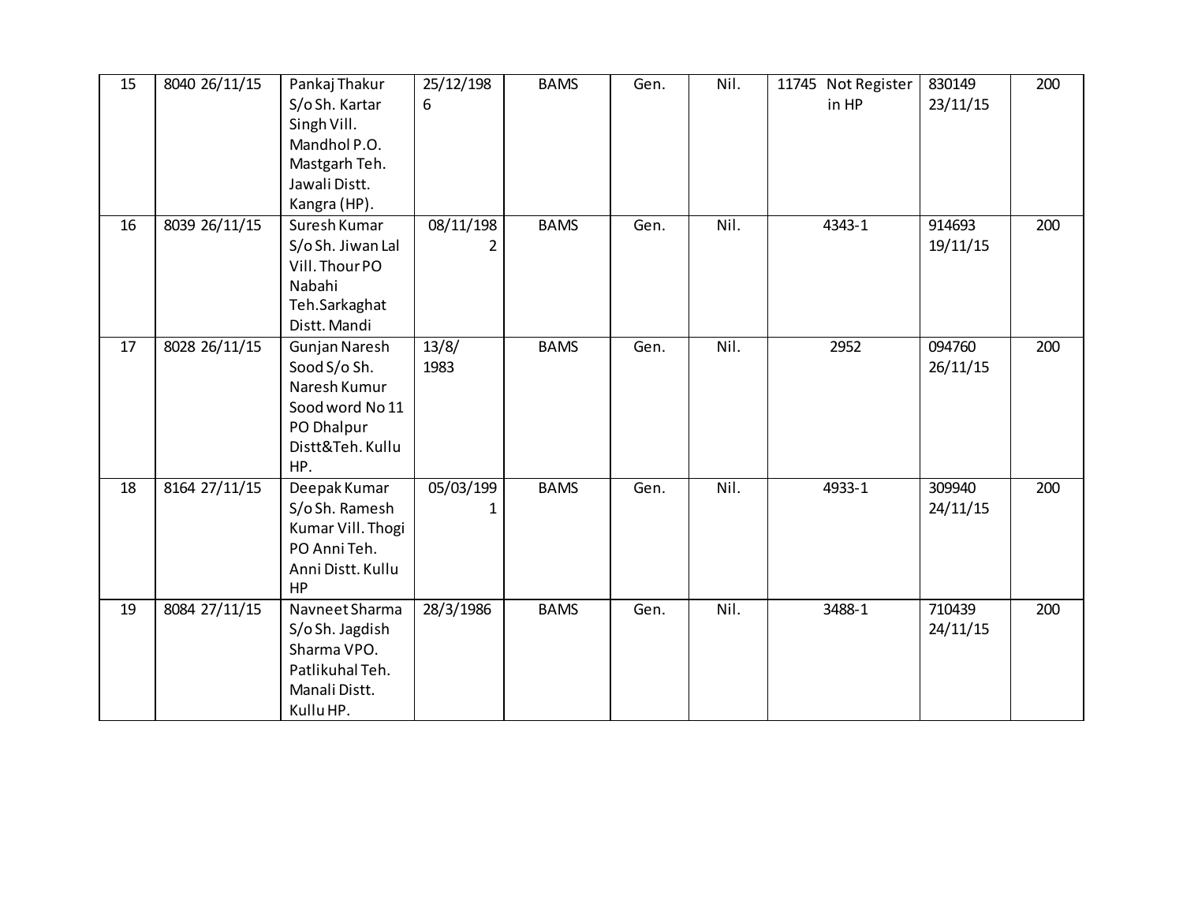| 15 | 8040 26/11/15 | Pankaj Thakur S/o Sh. Kartar Singh Vill. Mandhol P.O. Mastgarh Teh. Jawali Distt. Kangra (HP). | 25/12/1986 | BAMS | Gen. | Nil. | 11745 Not Register in HP | 830149 23/11/15 | 200 |
|---|---|---|---|---|---|---|---|---|---|
| 16 | 8039 26/11/15 | Suresh Kumar S/o Sh. Jiwan Lal Vill. Thour PO Nabahi Teh.Sarkaghat Distt. Mandi | 08/11/1982 | BAMS | Gen. | Nil. | 4343-1 | 914693 19/11/15 | 200 |
| 17 | 8028 26/11/15 | Gunjan Naresh Sood S/o Sh. Naresh Kumur Sood word No 11 PO Dhalpur Distt&Teh. Kullu HP. | 13/8/ 1983 | BAMS | Gen. | Nil. | 2952 | 094760 26/11/15 | 200 |
| 18 | 8164 27/11/15 | Deepak Kumar S/o Sh. Ramesh Kumar Vill. Thogi PO Anni Teh. Anni Distt. Kullu HP | 05/03/1991 | BAMS | Gen. | Nil. | 4933-1 | 309940 24/11/15 | 200 |
| 19 | 8084 27/11/15 | Navneet Sharma S/o Sh. Jagdish Sharma VPO. Patlikuhal Teh. Manali Distt. Kullu HP. | 28/3/1986 | BAMS | Gen. | Nil. | 3488-1 | 710439 24/11/15 | 200 |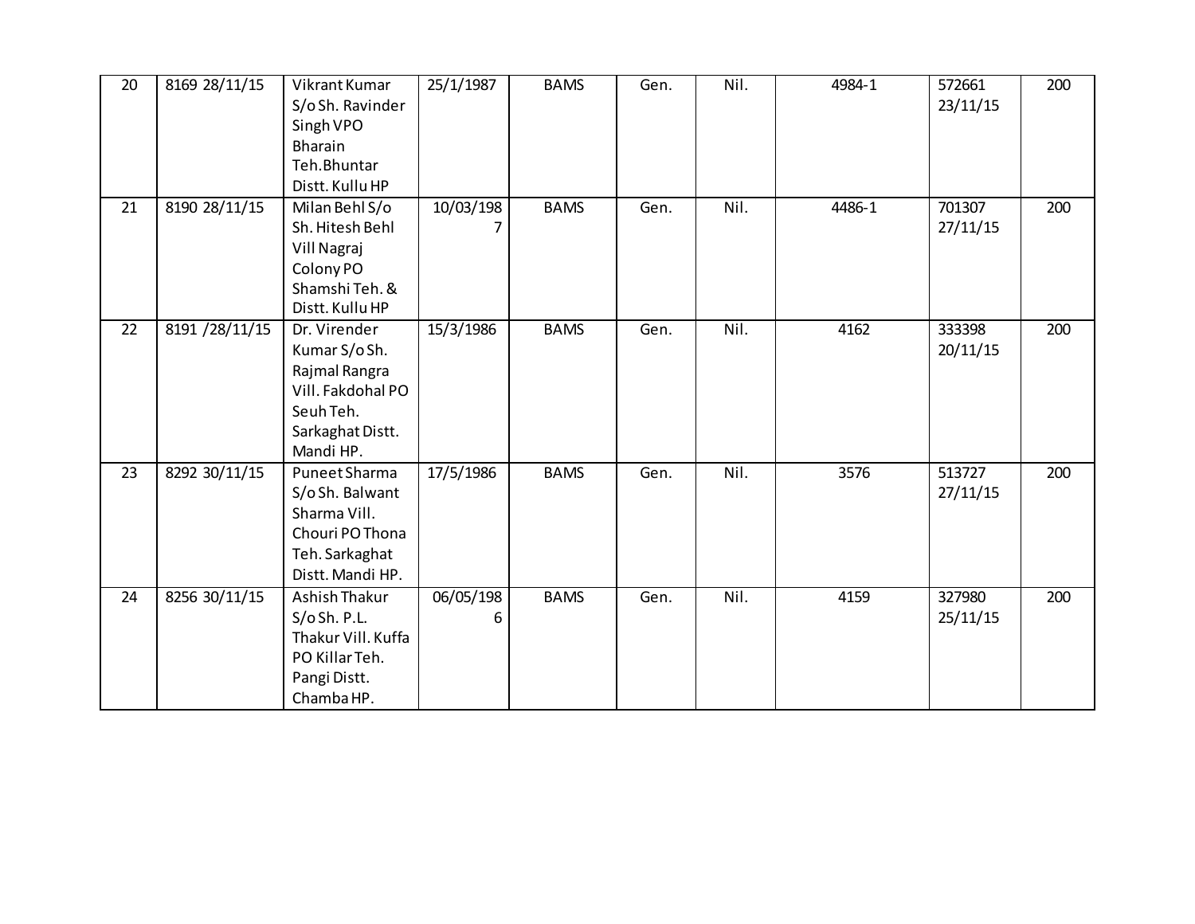| 20 | 8169 28/11/15 | Vikrant Kumar S/o Sh. Ravinder Singh VPO Bharain Teh.Bhuntar Distt. Kullu HP | 25/1/1987 | BAMS | Gen. | Nil. | 4984-1 | 572661 23/11/15 | 200 |
|---|---|---|---|---|---|---|---|---|---|
| 21 | 8190 28/11/15 | Milan Behl S/o Sh. Hitesh Behl Vill Nagraj Colony PO Shamshi Teh. & Distt. Kullu HP | 10/03/1987 | BAMS | Gen. | Nil. | 4486-1 | 701307 27/11/15 | 200 |
| 22 | 8191 /28/11/15 | Dr. Virender Kumar S/o Sh. Rajmal Rangra Vill. Fakdohal PO Seuh Teh. Sarkaghat Distt. Mandi HP. | 15/3/1986 | BAMS | Gen. | Nil. | 4162 | 333398 20/11/15 | 200 |
| 23 | 8292 30/11/15 | Puneet Sharma S/o Sh. Balwant Sharma Vill. Chouri PO Thona Teh. Sarkaghat Distt. Mandi HP. | 17/5/1986 | BAMS | Gen. | Nil. | 3576 | 513727 27/11/15 | 200 |
| 24 | 8256 30/11/15 | Ashish Thakur S/o Sh. P.L. Thakur Vill. Kuffa PO Killar Teh. Pangi Distt. Chamba HP. | 06/05/1986 | BAMS | Gen. | Nil. | 4159 | 327980 25/11/15 | 200 |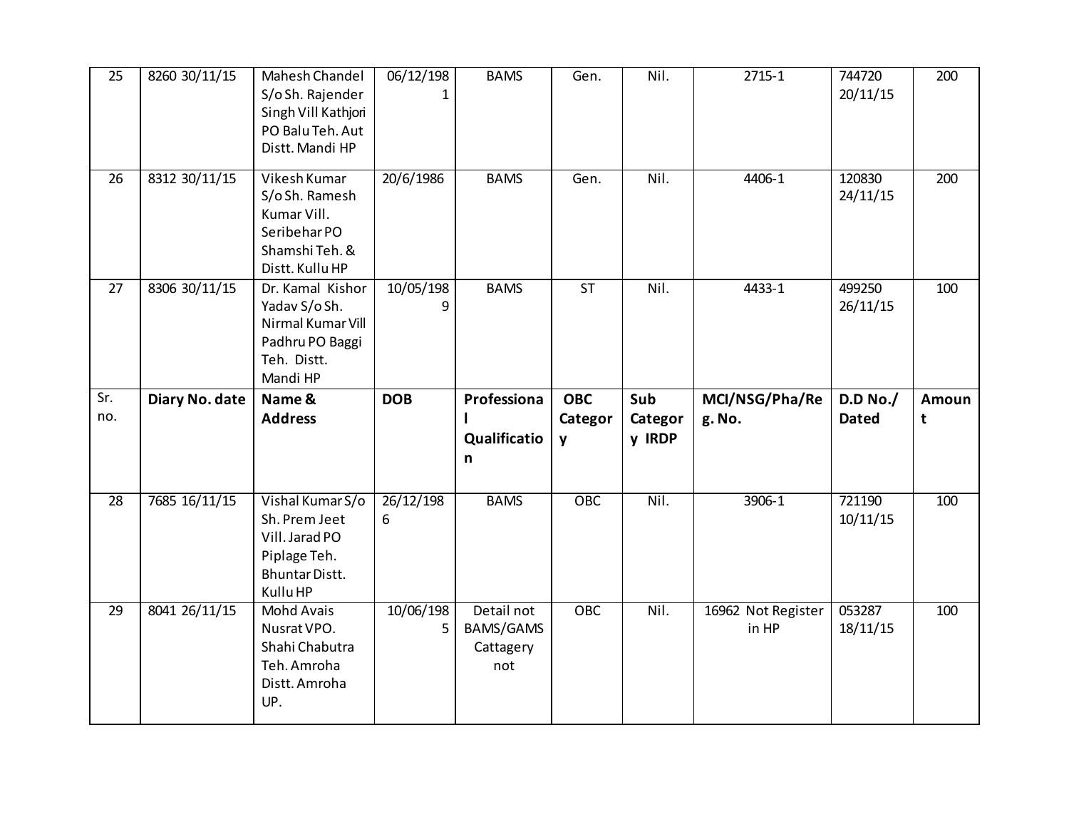| 25 | 8260 30/11/15 | Mahesh Chandel S/o Sh. Rajender Singh Vill Kathjori PO Balu Teh. Aut Distt. Mandi HP | 06/12/1981 | BAMS | Gen. | Nil. | 2715-1 | 744720 20/11/15 | 200 |
|---|---|---|---|---|---|---|---|---|---|
| 26 | 8312 30/11/15 | Vikesh Kumar S/o Sh. Ramesh Kumar Vill. Seribehar PO Shamshi Teh. & Distt. Kullu HP | 20/6/1986 | BAMS | Gen. | Nil. | 4406-1 | 120830 24/11/15 | 200 |
| 27 | 8306 30/11/15 | Dr. Kamal Kishor Yadav S/o Sh. Nirmal Kumar Vill Padhru PO Baggi Teh. Distt. Mandi HP | 10/05/1989 | BAMS | ST | Nil. | 4433-1 | 499250 26/11/15 | 100 |
| **Sr. no.** | **Diary No. date** | **Name & Address** | **DOB** | **Professional Qualification** | **OBC Category** | **Sub Category IRDP** | **MCI/NSG/Pha/Reg. No.** | **D.D No./ Dated** | **Amount** |
| 28 | 7685 16/11/15 | Vishal Kumar S/o Sh. Prem Jeet Vill. Jarad PO Piplage Teh. Bhuntar Distt. Kullu HP | 26/12/1986 | BAMS | OBC | Nil. | 3906-1 | 721190 10/11/15 | 100 |
| 29 | 8041 26/11/15 | Mohd Avais Nusrat VPO. Shahi Chabutra Teh. Amroha Distt. Amroha UP. | 10/06/1985 | Detail not BAMS/GAMS Cattagery not | OBC | Nil. | 16962 Not Register in HP | 053287 18/11/15 | 100 |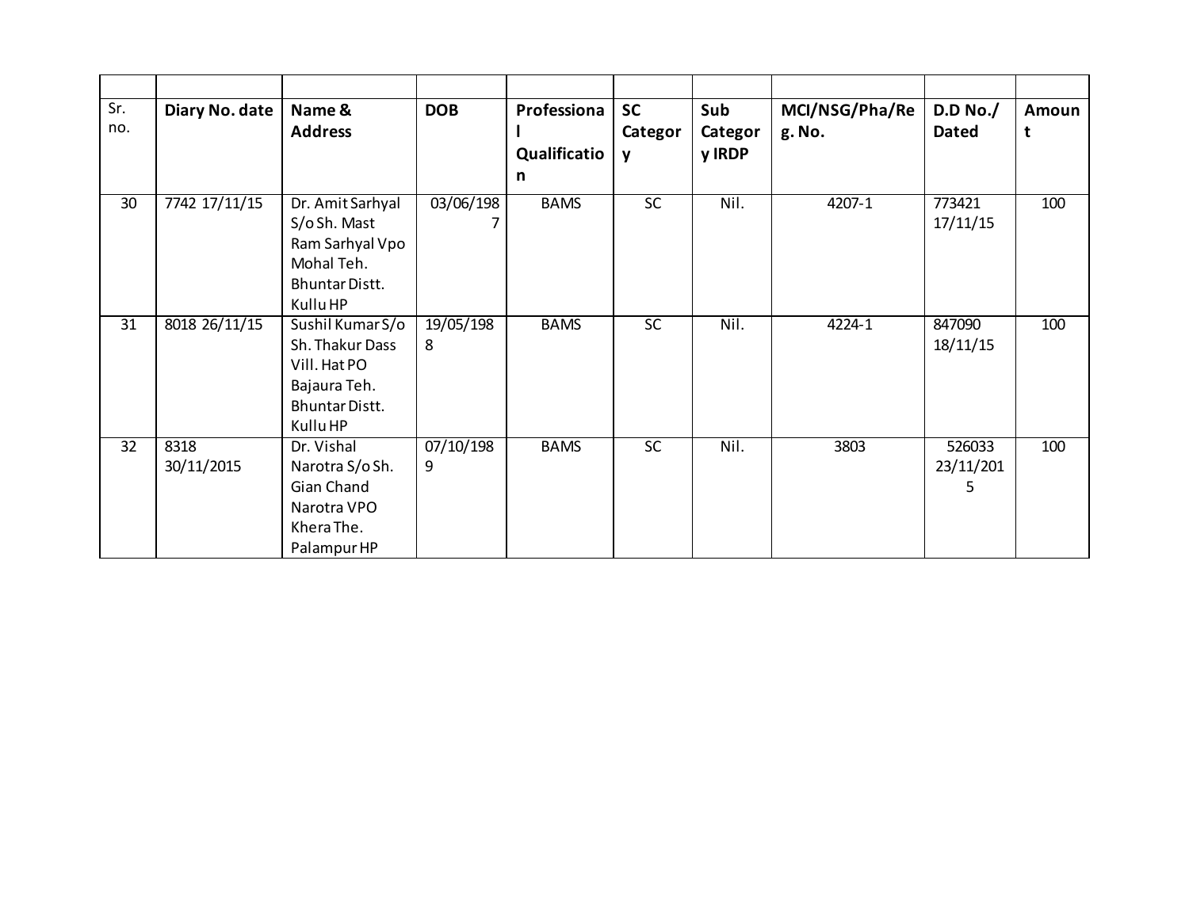| | | | | | | | | | |
|---|---|---|---|---|---|---|---|---|---|
| Sr. no. | Diary No. date | Name & Address | DOB | Professional Qualification | SC Category | Sub Category IRDP | MCI/NSG/Pha/Reg. No. | D.D No./ Dated | Amount |
| 30 | 7742 17/11/15 | Dr. Amit Sarhyal S/o Sh. Mast Ram Sarhyal Vpo Mohal Teh. Bhuntar Distt. Kullu HP | 03/06/1987 | BAMS | SC | Nil. | 4207-1 | 773421 17/11/15 | 100 |
| 31 | 8018 26/11/15 | Sushil Kumar S/o Sh. Thakur Dass Vill. Hat PO Bajaura Teh. Bhuntar Distt. Kullu HP | 19/05/1988 | BAMS | SC | Nil. | 4224-1 | 847090 18/11/15 | 100 |
| 32 | 8318 30/11/2015 | Dr. Vishal Narotra S/o Sh. Gian Chand Narotra VPO Khera The. Palampur HP | 07/10/1989 | BAMS | SC | Nil. | 3803 | 526033 23/11/2015 | 100 |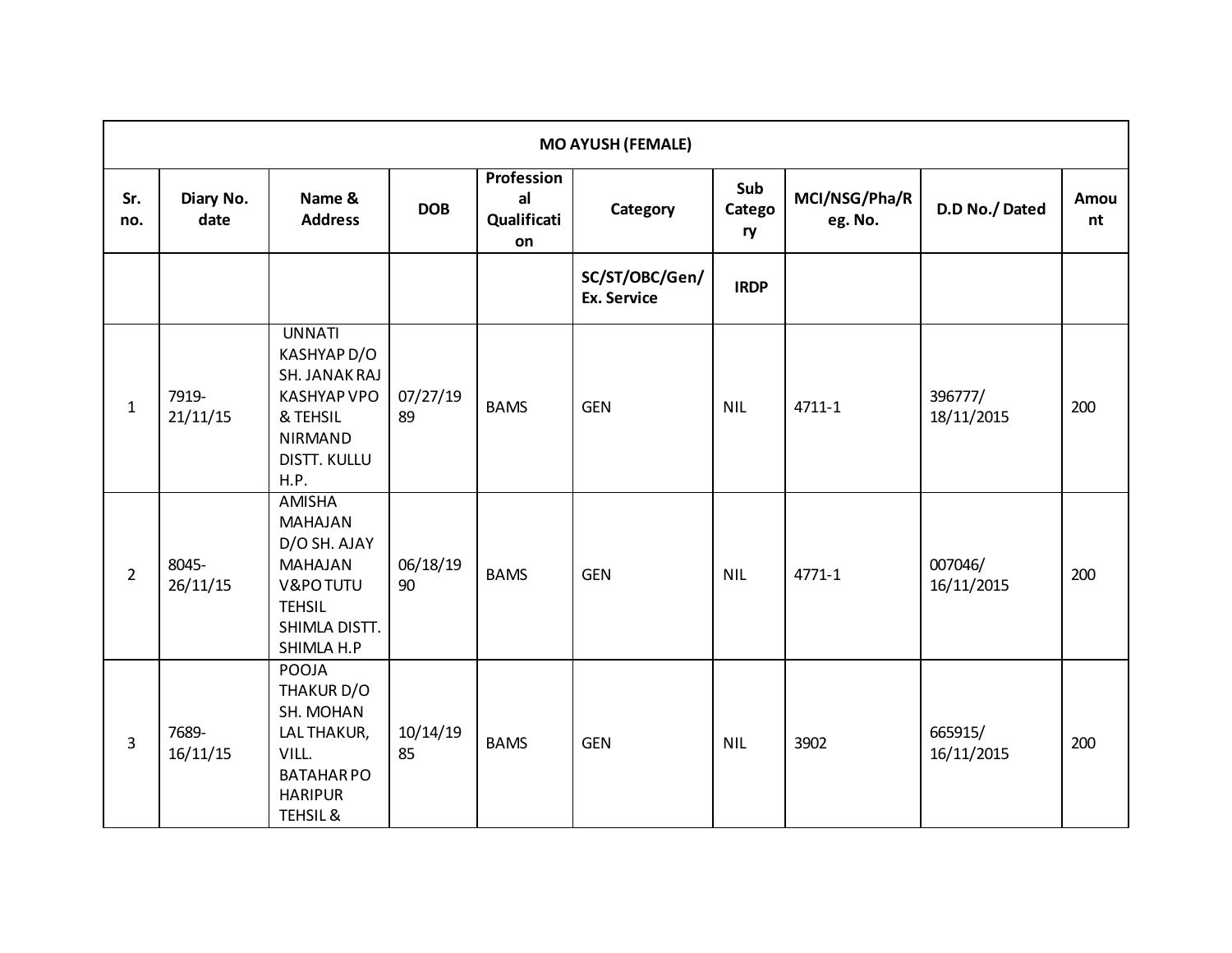| MO AYUSH (FEMALE) | | | | | | | | | |
|---|---|---|---|---|---|---|---|---|---|
| Sr. no. | Diary No. date | Name & Address | DOB | Professional Qualification | Category | Sub Category | MCI/NSG/Pha/Reg. No. | D.D No./ Dated | Amount |
| | | | | | SC/ST/OBC/Gen/ Ex. Service | IRDP | | | |
| 1 | 7919-21/11/15 | UNNATI KASHYAP D/O SH. JANAK RAJ KASHYAP VPO & TEHSIL NIRMAND DISTT. KULLU H.P. | 07/27/1989 | BAMS | GEN | NIL | 4711-1 | 396777/ 18/11/2015 | 200 |
| 2 | 8045-26/11/15 | AMISHA MAHAJAN D/O SH. AJAY MAHAJAN V&PO TUTU TEHSIL SHIMLA DISTT. SHIMLA H.P | 06/18/1990 | BAMS | GEN | NIL | 4771-1 | 007046/ 16/11/2015 | 200 |
| 3 | 7689-16/11/15 | POOJA THAKUR D/O SH. MOHAN LAL THAKUR, VILL. BATAHAR PO HARIPUR TEHSIL & | 10/14/1985 | BAMS | GEN | NIL | 3902 | 665915/ 16/11/2015 | 200 |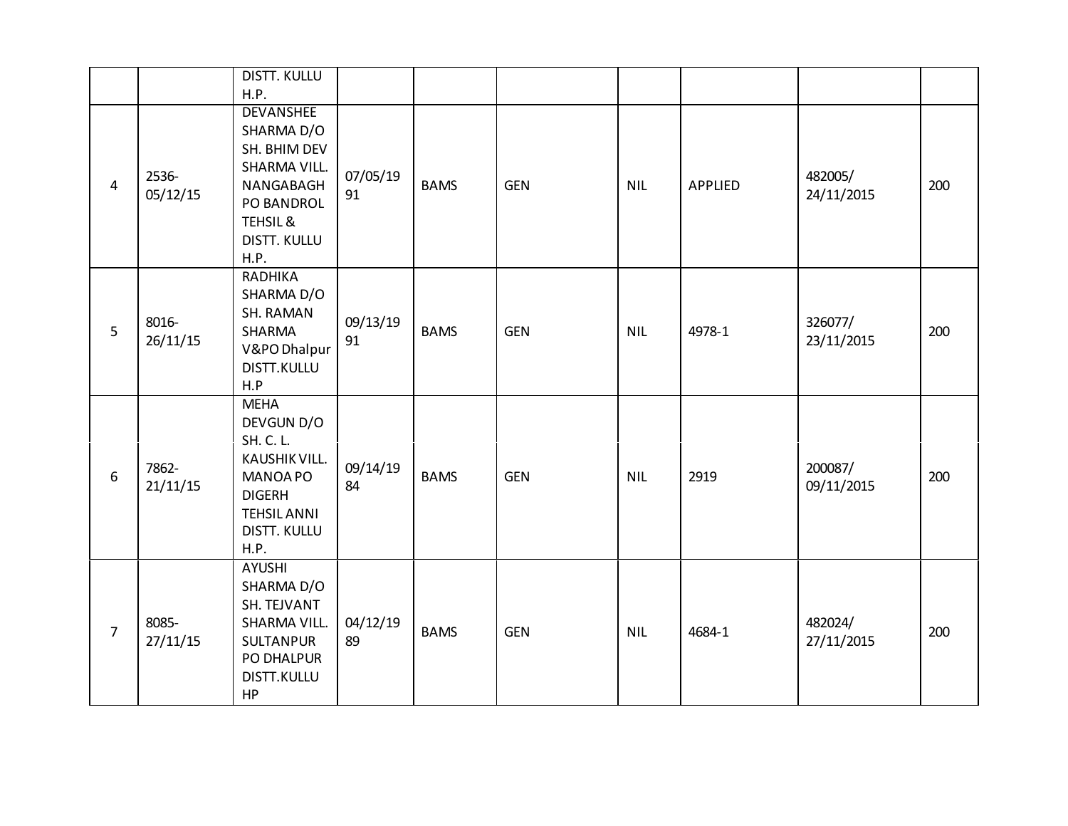| | | | | | | | | | |
|---|---|---|---|---|---|---|---|---|---|
| | | DISTT. KULLU H.P. | | | | | | | |
| 4 | 2536-05/12/15 | DEVANSHEE SHARMA D/O SH. BHIM DEV SHARMA VILL. NANGABAGH PO BANDROL TEHSIL & DISTT. KULLU H.P. | 07/05/1991 | BAMS | GEN | NIL | APPLIED | 482005/ 24/11/2015 | 200 |
| 5 | 8016-26/11/15 | RADHIKA SHARMA D/O SH. RAMAN SHARMA V&PO Dhalpur DISTT.KULLU H.P | 09/13/1991 | BAMS | GEN | NIL | 4978-1 | 326077/ 23/11/2015 | 200 |
| 6 | 7862-21/11/15 | MEHA DEVGUN D/O SH. C. L. KAUSHIK VILL. MANOA PO DIGERH TEHSIL ANNI DISTT. KULLU H.P. | 09/14/1984 | BAMS | GEN | NIL | 2919 | 200087/ 09/11/2015 | 200 |
| 7 | 8085-27/11/15 | AYUSHI SHARMA D/O SH. TEJVANT SHARMA VILL. SULTANPUR PO DHALPUR DISTT.KULLU HP | 04/12/1989 | BAMS | GEN | NIL | 4684-1 | 482024/ 27/11/2015 | 200 |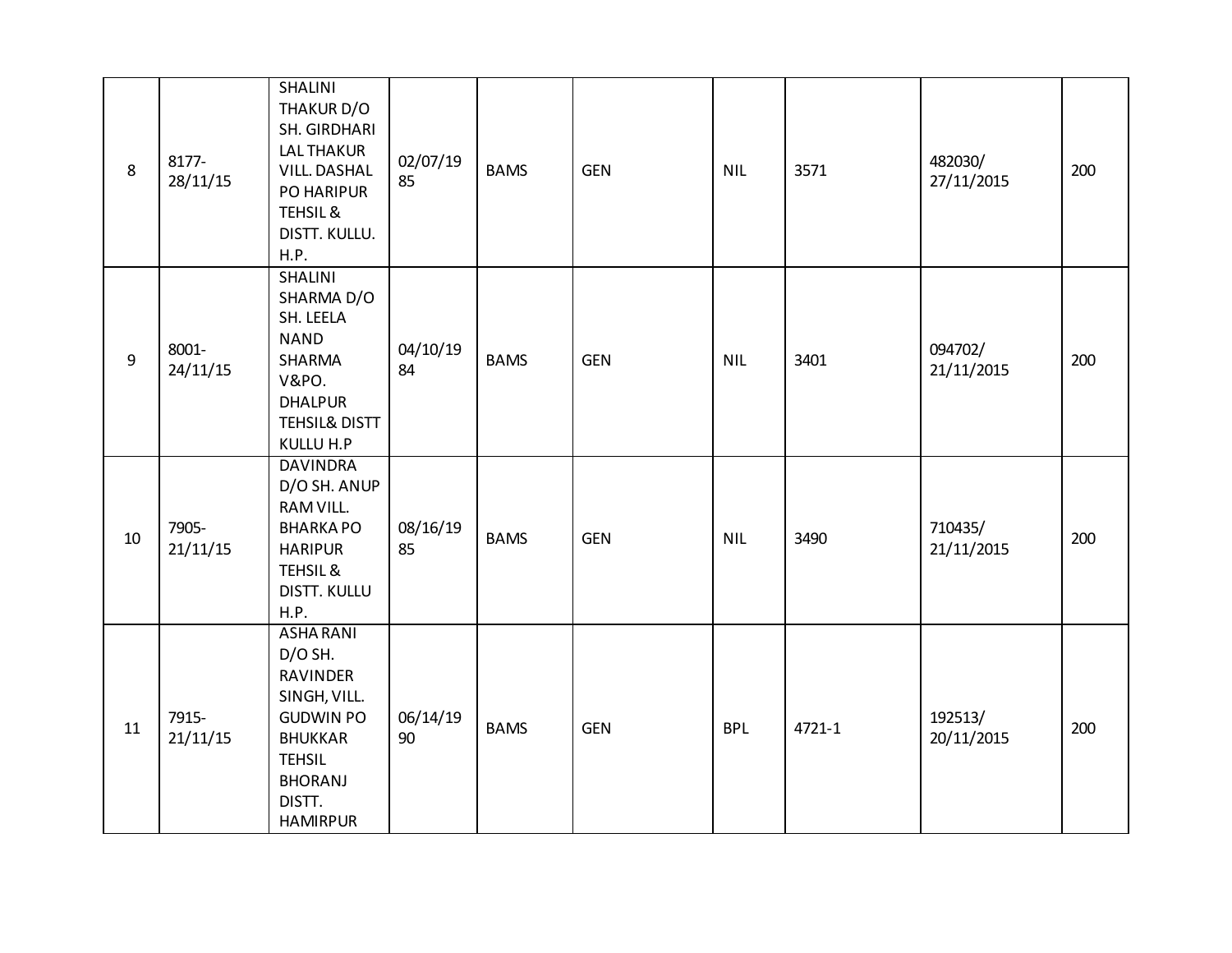| 8 | 8177-28/11/15 | SHALINI THAKUR D/O SH. GIRDHARI LAL THAKUR VILL. DASHAL PO HARIPUR TEHSIL & DISTT. KULLU. H.P. | 02/07/1985 | BAMS | GEN | NIL | 3571 | 482030/ 27/11/2015 | 200 |
|---|---|---|---|---|---|---|---|---|---|
| 9 | 8001-24/11/15 | SHALINI SHARMA D/O SH. LEELA NAND SHARMA V&PO. DHALPUR TEHSIL& DISTT KULLU H.P | 04/10/1984 | BAMS | GEN | NIL | 3401 | 094702/ 21/11/2015 | 200 |
| 10 | 7905-21/11/15 | DAVINDRA D/O SH. ANUP RAM VILL. BHARKA PO HARIPUR TEHSIL & DISTT. KULLU H.P. | 08/16/1985 | BAMS | GEN | NIL | 3490 | 710435/ 21/11/2015 | 200 |
| 11 | 7915-21/11/15 | ASHA RANI D/O SH. RAVINDER SINGH, VILL. GUDWIN PO BHUKKAR TEHSIL BHORANJ DISTT. HAMIRPUR | 06/14/1990 | BAMS | GEN | BPL | 4721-1 | 192513/ 20/11/2015 | 200 |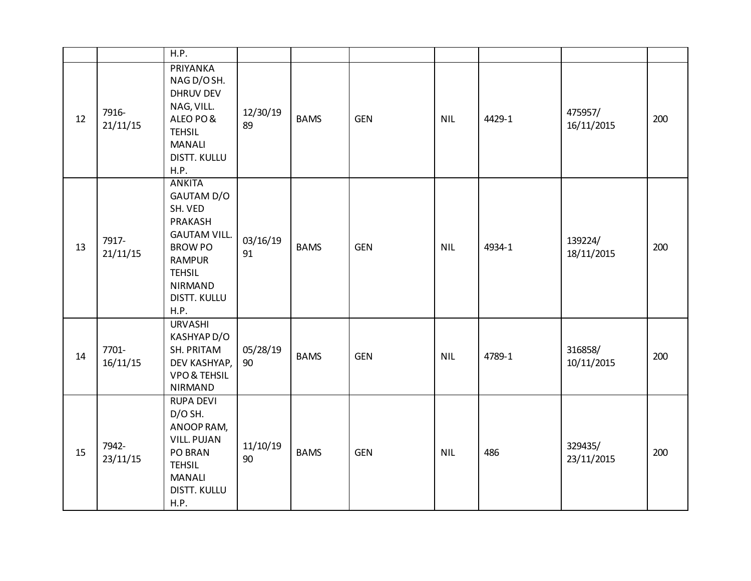| | | | | | | | | | |
|---|---|---|---|---|---|---|---|---|---|
| | | H.P. | | | | | | | |
| 12 | 7916-21/11/15 | PRIYANKA NAG D/O SH. DHRUV DEV NAG, VILL. ALEO PO & TEHSIL MANALI DISTT. KULLU H.P. | 12/30/1989 | BAMS | GEN | NIL | 4429-1 | 475957/ 16/11/2015 | 200 |
| 13 | 7917-21/11/15 | ANKITA GAUTAM D/O SH. VED PRAKASH GAUTAM VILL. BROW PO RAMPUR TEHSIL NIRMAND DISTT. KULLU H.P. | 03/16/1991 | BAMS | GEN | NIL | 4934-1 | 139224/ 18/11/2015 | 200 |
| 14 | 7701-16/11/15 | URVASHI KASHYAP D/O SH. PRITAM DEV KASHYAP, VPO & TEHSIL NIRMAND | 05/28/1990 | BAMS | GEN | NIL | 4789-1 | 316858/ 10/11/2015 | 200 |
| 15 | 7942-23/11/15 | RUPA DEVI D/O SH. ANOOP RAM, VILL. PUJAN PO BRAN TEHSIL MANALI DISTT. KULLU H.P. | 11/10/1990 | BAMS | GEN | NIL | 486 | 329435/ 23/11/2015 | 200 |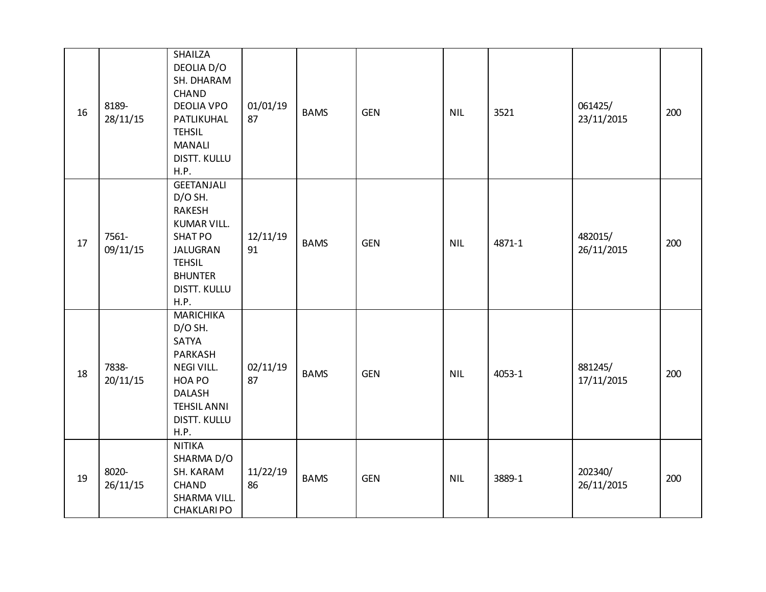| | | | | | | | | | |
|---|---|---|---|---|---|---|---|---|---|
| 16 | 8189-28/11/15 | SHAILZA DEOLIA D/O SH. DHARAM CHAND DEOLIA VPO PATLIKUHAL TEHSIL MANALI DISTT. KULLU H.P. | 01/01/1987 | BAMS | GEN | NIL | 3521 | 061425/ 23/11/2015 | 200 |
| 17 | 7561-09/11/15 | GEETANJALI D/O SH. RAKESH KUMAR VILL. SHAT PO JALUGRAN TEHSIL BHUNTER DISTT. KULLU H.P. | 12/11/1991 | BAMS | GEN | NIL | 4871-1 | 482015/ 26/11/2015 | 200 |
| 18 | 7838-20/11/15 | MARICHIKA D/O SH. SATYA PARKASH NEGI VILL. HOA PO DALASH TEHSIL ANNI DISTT. KULLU H.P. | 02/11/1987 | BAMS | GEN | NIL | 4053-1 | 881245/ 17/11/2015 | 200 |
| 19 | 8020-26/11/15 | NITIKA SHARMA D/O SH. KARAM CHAND SHARMA VILL. CHAKLARI PO | 11/22/1986 | BAMS | GEN | NIL | 3889-1 | 202340/ 26/11/2015 | 200 |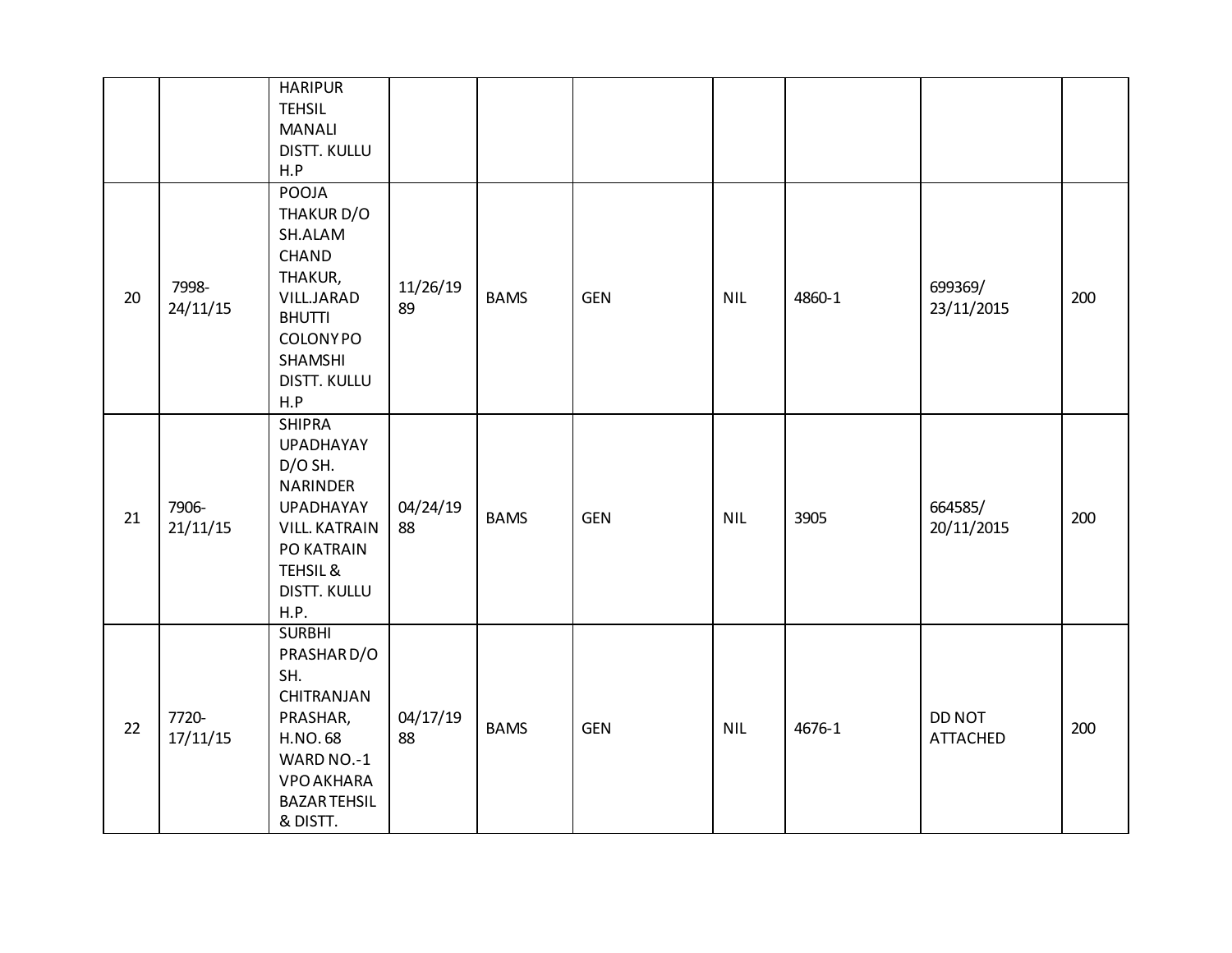| | | | | | | | | | |
|---|---|---|---|---|---|---|---|---|---|
| | | HARIPUR TEHSIL MANALI DISTT. KULLU H.P | | | | | | | |
| 20 | 7998-24/11/15 | POOJA THAKUR D/O SH.ALAM CHAND THAKUR, VILL.JARAD BHUTTI COLONY PO SHAMSHI DISTT. KULLU H.P | 11/26/1989 | BAMS | GEN | NIL | 4860-1 | 699369/ 23/11/2015 | 200 |
| 21 | 7906-21/11/15 | SHIPRA UPADHAYAY D/O SH. NARINDER UPADHAYAY VILL. KATRAIN PO KATRAIN TEHSIL & DISTT. KULLU H.P. | 04/24/1988 | BAMS | GEN | NIL | 3905 | 664585/ 20/11/2015 | 200 |
| 22 | 7720-17/11/15 | SURBHI PRASHAR D/O SH. CHITRANJAN PRASHAR, H.NO. 68 WARD NO.-1 VPO AKHARA BAZAR TEHSIL & DISTT. | 04/17/1988 | BAMS | GEN | NIL | 4676-1 | DD NOT ATTACHED | 200 |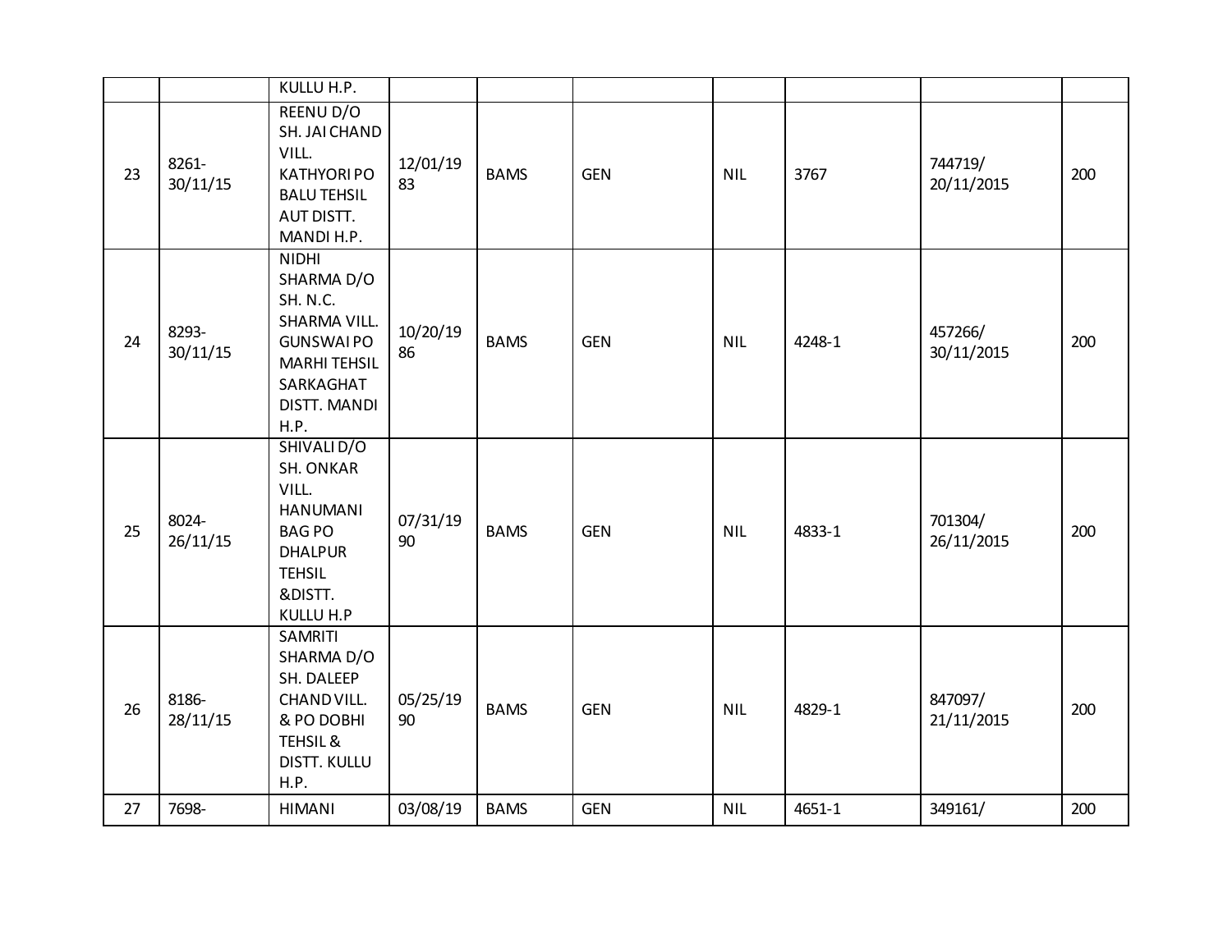| | | KULLU H.P. | | | | | | | |
|---|---|---|---|---|---|---|---|---|---|
| 23 | 8261-30/11/15 | REENU D/O SH. JAI CHAND VILL. KATHYORI PO BALU TEHSIL AUT DISTT. MANDI H.P. | 12/01/1983 | BAMS | GEN | NIL | 3767 | 744719/ 20/11/2015 | 200 |
| 24 | 8293-30/11/15 | NIDHI SHARMA D/O SH. N.C. SHARMA VILL. GUNSWAI PO MARHI TEHSIL SARKAGHAT DISTT. MANDI H.P. | 10/20/1986 | BAMS | GEN | NIL | 4248-1 | 457266/ 30/11/2015 | 200 |
| 25 | 8024-26/11/15 | SHIVALI D/O SH. ONKAR VILL. HANUMANI BAG PO DHALPUR TEHSIL &DISTT. KULLU H.P | 07/31/1990 | BAMS | GEN | NIL | 4833-1 | 701304/ 26/11/2015 | 200 |
| 26 | 8186-28/11/15 | SAMRITI SHARMA D/O SH. DALEEP CHAND VILL. & PO DOBHI TEHSIL & DISTT. KULLU H.P. | 05/25/1990 | BAMS | GEN | NIL | 4829-1 | 847097/ 21/11/2015 | 200 |
| 27 | 7698- | HIMANI | 03/08/19 | BAMS | GEN | NIL | 4651-1 | 349161/ | 200 |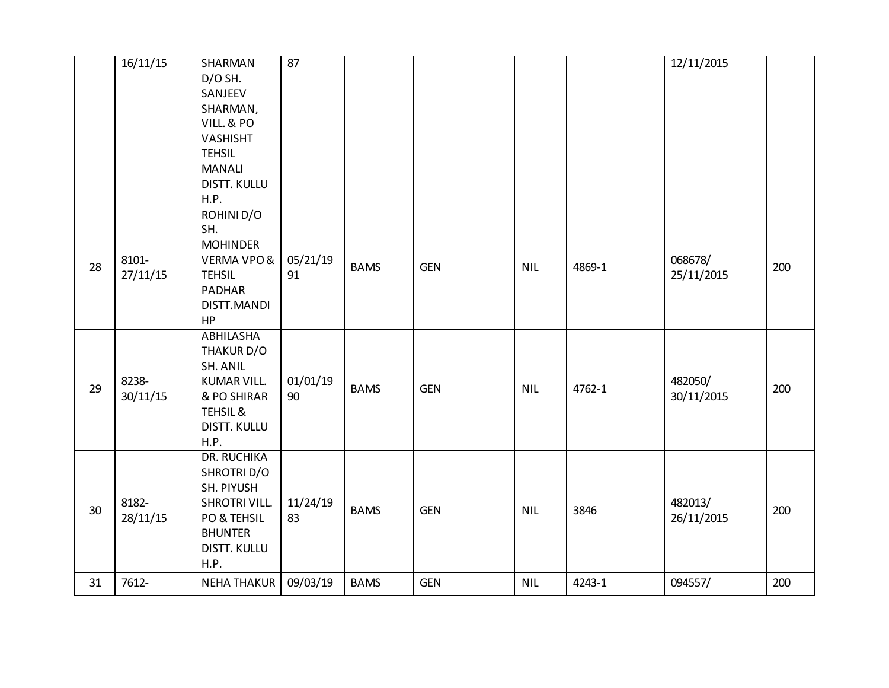| | | | | | | | | | |
|---|---|---|---|---|---|---|---|---|---|
| | 16/11/15 | SHARMAN D/O SH. SANJEEV SHARMAN, VILL. & PO VASHISHT TEHSIL MANALI DISTT. KULLU H.P. | 87 | | | | | 12/11/2015 | |
| 28 | 8101-27/11/15 | ROHINI D/O SH. MOHINDER VERMA VPO & TEHSIL PADHAR DISTT.MANDI HP | 05/21/1991 | BAMS | GEN | NIL | 4869-1 | 068678/ 25/11/2015 | 200 |
| 29 | 8238-30/11/15 | ABHILASHA THAKUR D/O SH. ANIL KUMAR VILL. & PO SHIRAR TEHSIL & DISTT. KULLU H.P. | 01/01/1990 | BAMS | GEN | NIL | 4762-1 | 482050/ 30/11/2015 | 200 |
| 30 | 8182-28/11/15 | DR. RUCHIKA SHROTRI D/O SH. PIYUSH SHROTRI VILL. PO & TEHSIL BHUNTER DISTT. KULLU H.P. | 11/24/1983 | BAMS | GEN | NIL | 3846 | 482013/ 26/11/2015 | 200 |
| 31 | 7612- | NEHA THAKUR | 09/03/19 | BAMS | GEN | NIL | 4243-1 | 094557/ | 200 |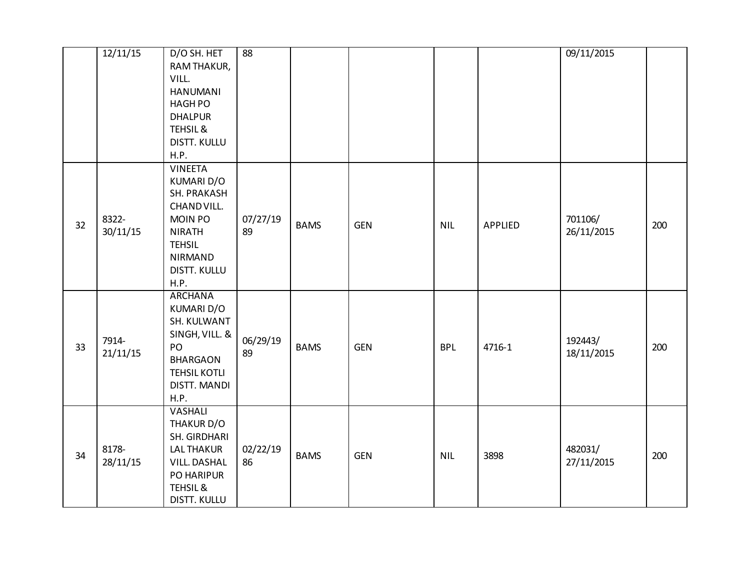| | | | | | | | | | |
|---|---|---|---|---|---|---|---|---|---|
| | 12/11/15 | D/O SH. HET RAM THAKUR, VILL. HANUMANI HAGH PO DHALPUR TEHSIL & DISTT. KULLU H.P. | 88 | | | | | 09/11/2015 | |
| 32 | 8322-30/11/15 | VINEETA KUMARI D/O SH. PRAKASH CHAND VILL. MOIN PO NIRATH TEHSIL NIRMAND DISTT. KULLU H.P. | 07/27/1989 | BAMS | GEN | NIL | APPLIED | 701106/ 26/11/2015 | 200 |
| 33 | 7914-21/11/15 | ARCHANA KUMARI D/O SH. KULWANT SINGH, VILL. & PO BHARGAON TEHSIL KOTLI DISTT. MANDI H.P. | 06/29/1989 | BAMS | GEN | BPL | 4716-1 | 192443/ 18/11/2015 | 200 |
| 34 | 8178-28/11/15 | VASHALI THAKUR D/O SH. GIRDHARI LAL THAKUR VILL. DASHAL PO HARIPUR TEHSIL & DISTT. KULLU | 02/22/1986 | BAMS | GEN | NIL | 3898 | 482031/ 27/11/2015 | 200 |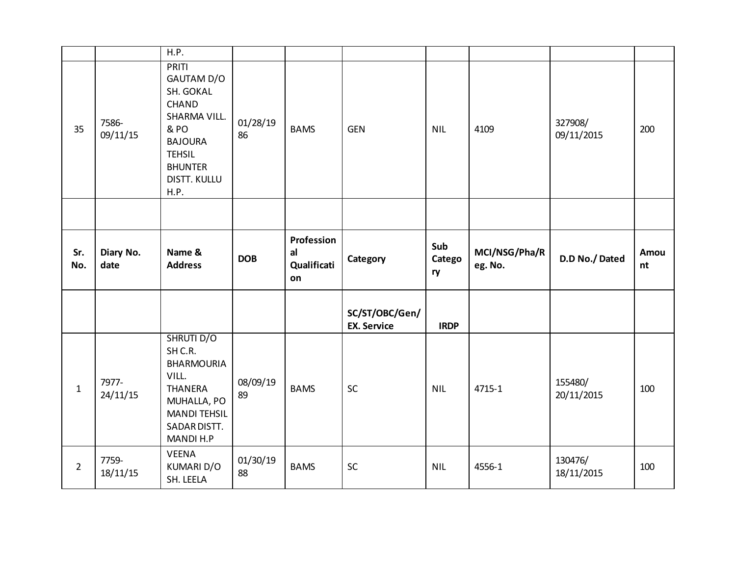|  |  | H.P. |  |  |  |  |  |  |  |
|---|---|---|---|---|---|---|---|---|---|
| 35 | 7586-09/11/15 | PRITI GAUTAM D/O SH. GOKAL CHAND SHARMA VILL. & PO BAJOURA TEHSIL BHUNTER DISTT. KULLU H.P. | 01/28/1986 | BAMS | GEN | NIL | 4109 | 327908/ 09/11/2015 | 200 |
|  |  |  |  |  |  |  |  |  |  |

| Sr. No. | Diary No. date | Name & Address | DOB | Professional Qualification | Category | Sub Category | MCI/NSG/Pha/Reg. No. | D.D No./ Dated | Amount |
|---|---|---|---|---|---|---|---|---|---|
|  |  |  |  |  | **SC/ST/OBC/Gen/ EX. Service** | **IRDP** |  |  |  |
| 1 | 7977-24/11/15 | SHRUTI D/O SH C.R. BHARMOURIA VILL. THANERA MUHALLA, PO MANDI TEHSIL SADAR DISTT. MANDI H.P | 08/09/1989 | BAMS | SC | NIL | 4715-1 | 155480/ 20/11/2015 | 100 |
| 2 | 7759-18/11/15 | VEENA KUMARI D/O SH. LEELA | 01/30/1988 | BAMS | SC | NIL | 4556-1 | 130476/ 18/11/2015 | 100 |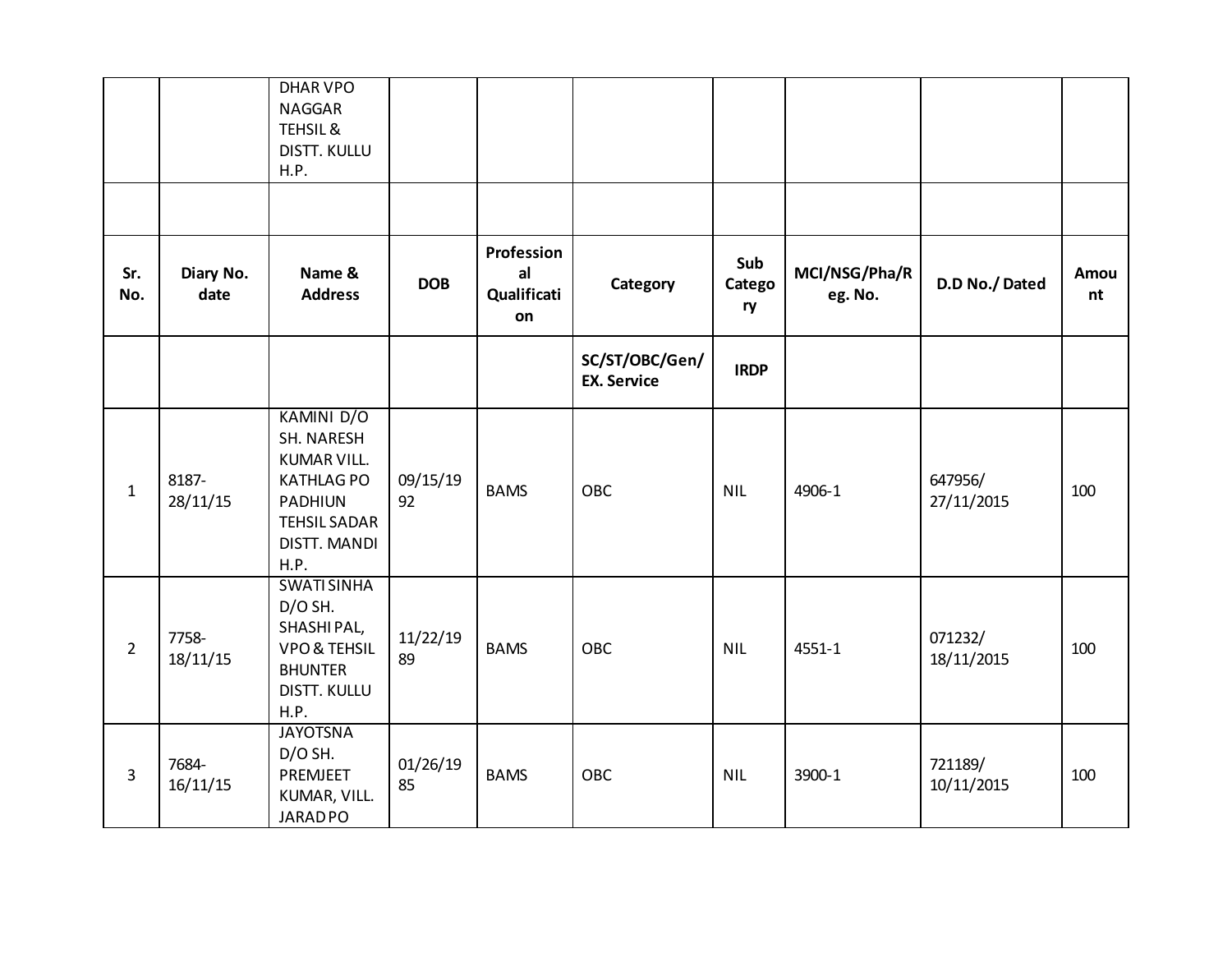| | | DHAR VPO NAGGAR TEHSIL & DISTT. KULLU H.P. | | | | | | | |
|---|---|---|---|---|---|---|---|---|---|
| | | | | | | | | | |
| **Sr. No.** | **Diary No. date** | **Name & Address** | **DOB** | **Professional Qualification** | **Category** | **Sub Category** | **MCI/NSG/Pha/Reg. No.** | **D.D No./ Dated** | **Amount** |
| | | | | | **SC/ST/OBC/Gen/ EX. Service** | **IRDP** | | | |
| 1 | 8187-28/11/15 | KAMINI D/O SH. NARESH KUMAR VILL. KATHLAG PO PADHIUN TEHSIL SADAR DISTT. MANDI H.P. | 09/15/1992 | BAMS | OBC | NIL | 4906-1 | 647956/ 27/11/2015 | 100 |
| 2 | 7758-18/11/15 | SWATI SINHA D/O SH. SHASHI PAL, VPO & TEHSIL BHUNTER DISTT. KULLU H.P. | 11/22/1989 | BAMS | OBC | NIL | 4551-1 | 071232/ 18/11/2015 | 100 |
| 3 | 7684-16/11/15 | JAYOTSNA D/O SH. PREMJEET KUMAR, VILL. JARAD PO | 01/26/1985 | BAMS | OBC | NIL | 3900-1 | 721189/ 10/11/2015 | 100 |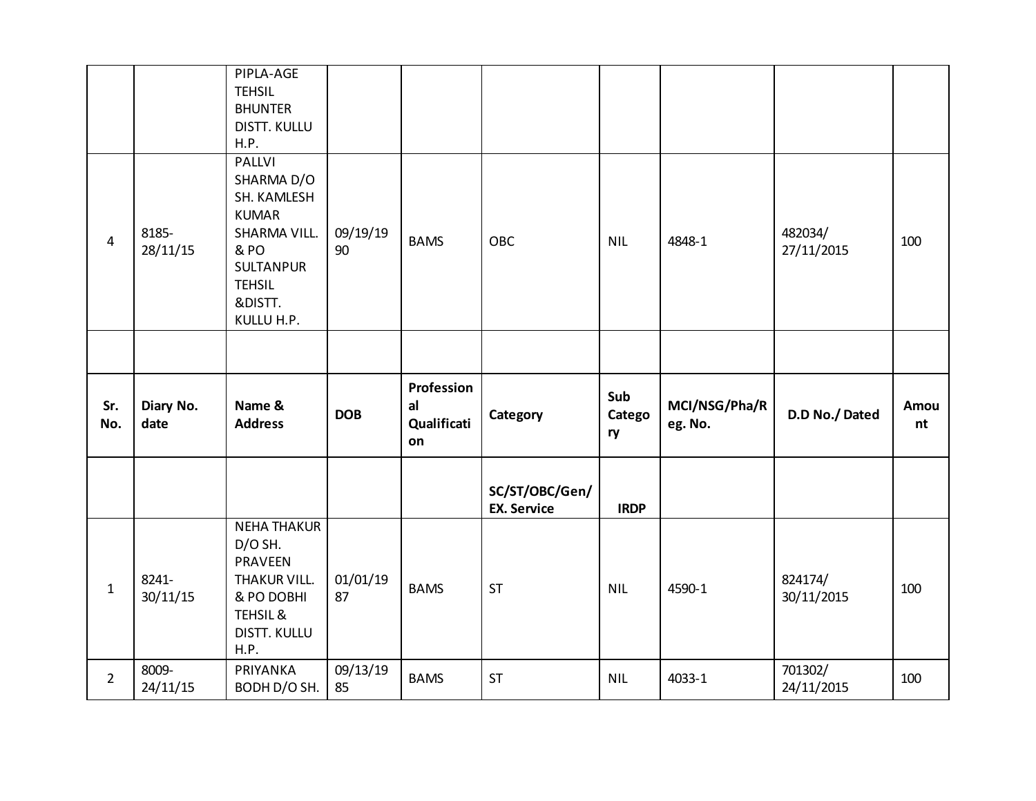| | | | | | | | | |
|---|---|---|---|---|---|---|---|---|
| | | PIPLA-AGE TEHSIL BHUNTER DISTT. KULLU H.P. | | | | | | |
| 4 | 8185-28/11/15 | PALLVI SHARMA D/O SH. KAMLESH KUMAR SHARMA VILL. & PO SULTANPUR TEHSIL &DISTT. KULLU H.P. | 09/19/1990 | BAMS | OBC | NIL | 4848-1 | 482034/ 27/11/2015 | 100 |
| | | | | | | | | |

| Sr. No. | Diary No. date | Name & Address | DOB | Professional Qualification | Category | Sub Category | MCI/NSG/Pha/Reg. No. | D.D No./ Dated | Amount |
|---|---|---|---|---|---|---|---|---|---|
| | | | | | SC/ST/OBC/Gen/ EX. Service | IRDP | | | |
| 1 | 8241-30/11/15 | NEHA THAKUR D/O SH. PRAVEEN THAKUR VILL. & PO DOBHI TEHSIL & DISTT. KULLU H.P. | 01/01/1987 | BAMS | ST | NIL | 4590-1 | 824174/ 30/11/2015 | 100 |
| 2 | 8009-24/11/15 | PRIYANKA BODH D/O SH. | 09/13/1985 | BAMS | ST | NIL | 4033-1 | 701302/ 24/11/2015 | 100 |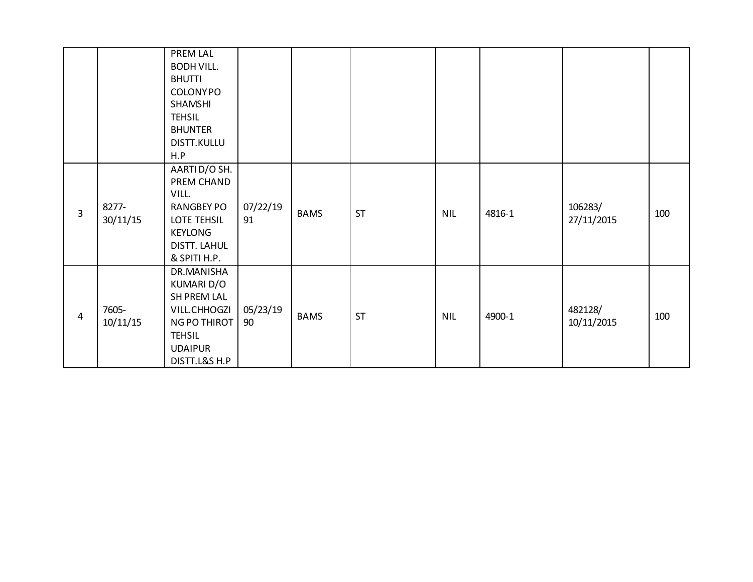| | | | | | | | | | |
|---|---|---|---|---|---|---|---|---|---|
| | | PREM LAL BODH VILL. BHUTTI COLONY PO SHAMSHI TEHSIL BHUNTER DISTT.KULLU H.P | | | | | | | |
| 3 | 8277-30/11/15 | AARTI D/O SH. PREM CHAND VILL. RANGBEY PO LOTE TEHSIL KEYLONG DISTT. LAHUL & SPITI H.P. | 07/22/1991 | BAMS | ST | NIL | 4816-1 | 106283/ 27/11/2015 | 100 |
| 4 | 7605-10/11/15 | DR.MANISHA KUMARI D/O SH PREM LAL VILL.CHHOGZING PO THIROT TEHSIL UDAIPUR DISTT.L&S H.P | 05/23/1990 | BAMS | ST | NIL | 4900-1 | 482128/ 10/11/2015 | 100 |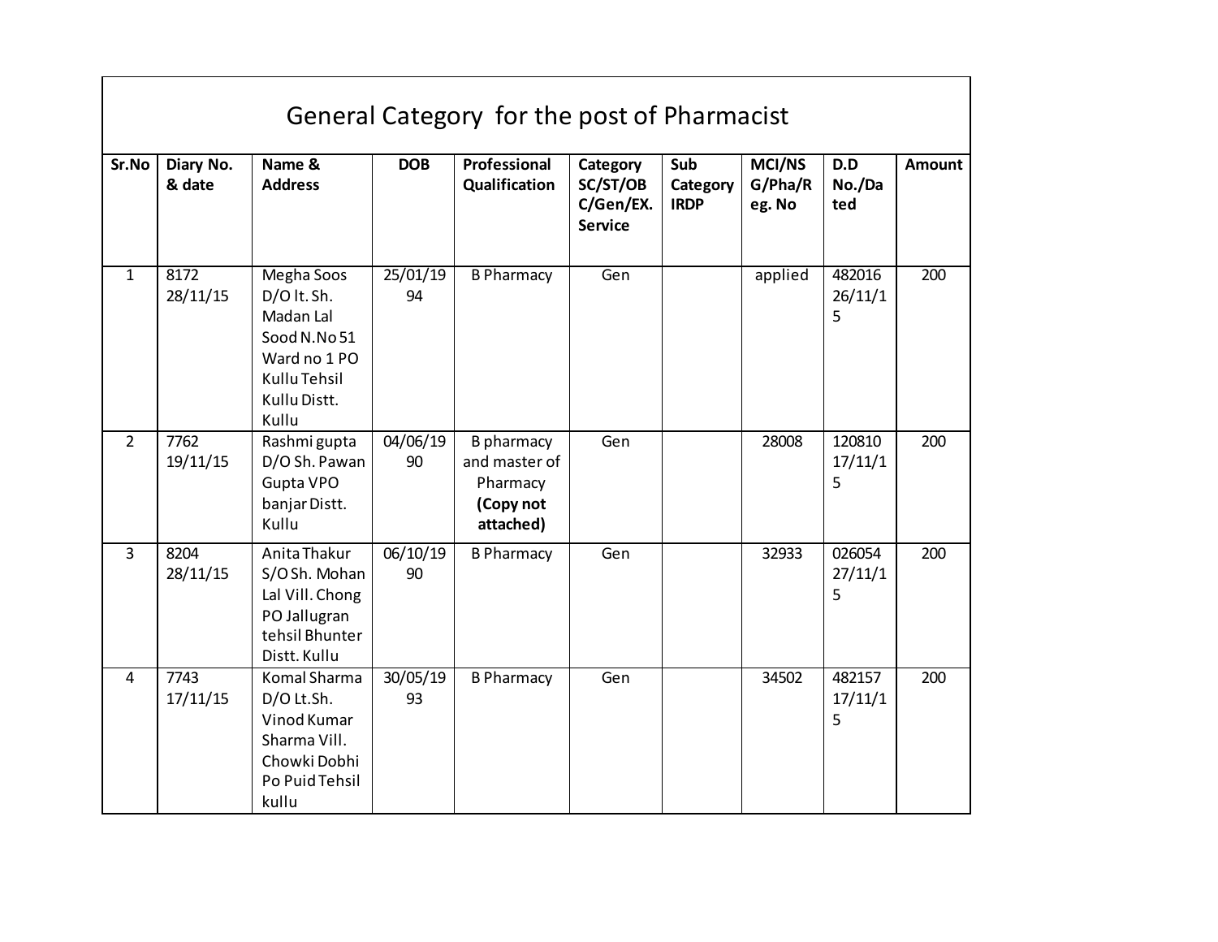| General Category for the post of Pharmacist | | | | | | | | | |
|---|---|---|---|---|---|---|---|---|---|
| **Sr.No** | **Diary No. & date** | **Name & Address** | **DOB** | **Professional Qualification** | **Category SC/ST/OBC/Gen/EX. Service** | **Sub Category IRDP** | **MCI/NSG/Pha/Reg. No** | **D.D No./Dated** | **Amount** |
| 1 | 8172 28/11/15 | Megha Soos D/O lt. Sh. Madan Lal Sood N.No 51 Ward no 1 PO Kullu Tehsil Kullu Distt. Kullu | 25/01/1994 | B Pharmacy | Gen | | applied | 482016 26/11/15 | 200 |
| 2 | 7762 19/11/15 | Rashmi gupta D/O Sh. Pawan Gupta VPO banjar Distt. Kullu | 04/06/1990 | B pharmacy and master of Pharmacy **(Copy not attached)** | Gen | | 28008 | 120810 17/11/15 | 200 |
| 3 | 8204 28/11/15 | Anita Thakur S/O Sh. Mohan Lal Vill. Chong PO Jallugran tehsil Bhunter Distt. Kullu | 06/10/1990 | B Pharmacy | Gen | | 32933 | 026054 27/11/15 | 200 |
| 4 | 7743 17/11/15 | Komal Sharma D/O Lt.Sh. Vinod Kumar Sharma Vill. Chowki Dobhi Po Puid Tehsil kullu | 30/05/1993 | B Pharmacy | Gen | | 34502 | 482157 17/11/15 | 200 |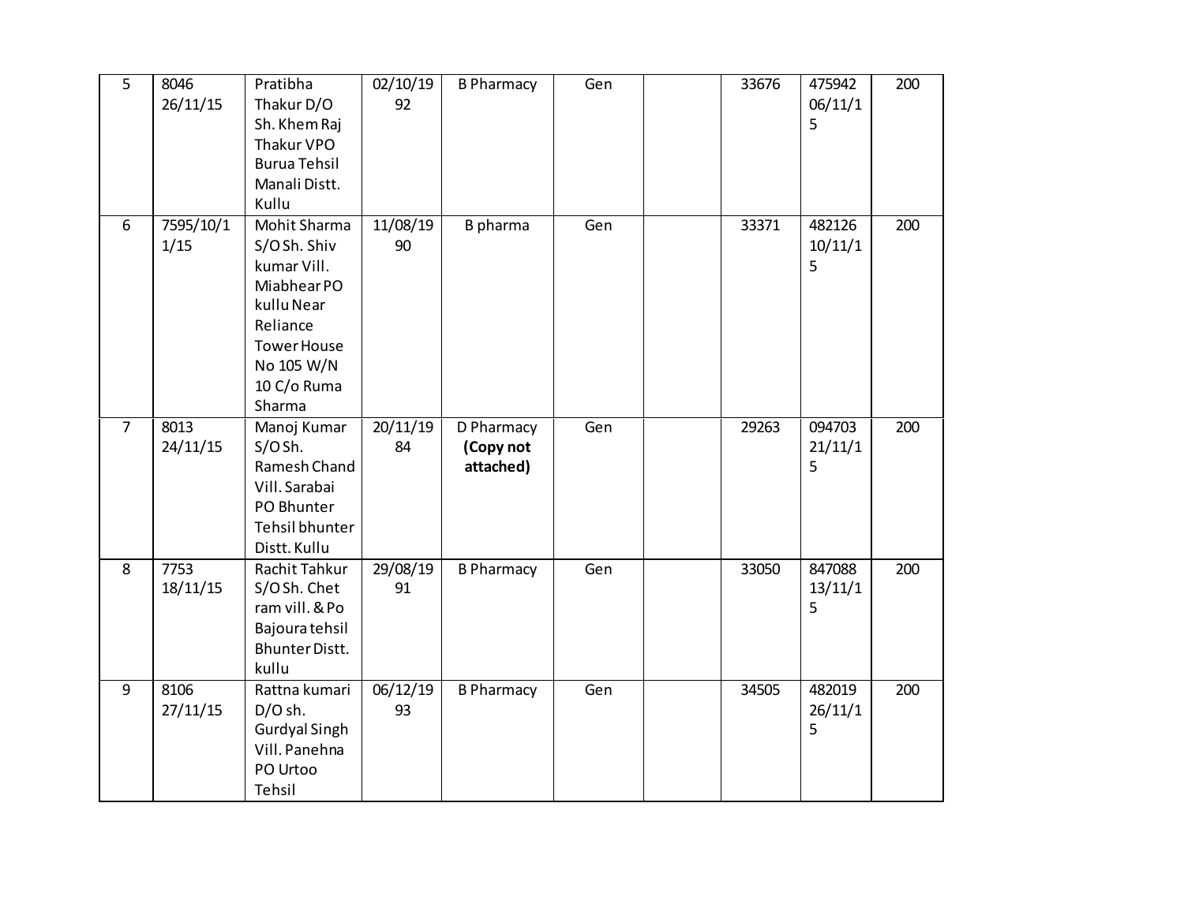| | | | | | | | | | |
|---|---|---|---|---|---|---|---|---|---|
| 5 | 8046 26/11/15 | Pratibha Thakur D/O Sh. Khem Raj Thakur VPO Burua Tehsil Manali Distt. Kullu | 02/10/1992 | B Pharmacy | Gen | | 33676 | 475942 06/11/15 | 200 |
| 6 | 7595/10/11/15 | Mohit Sharma S/O Sh. Shiv kumar Vill. Miabhear PO kullu Near Reliance Tower House No 105 W/N 10 C/o Ruma Sharma | 11/08/1990 | B pharma | Gen | | 33371 | 482126 10/11/15 | 200 |
| 7 | 8013 24/11/15 | Manoj Kumar S/O Sh. Ramesh Chand Vill. Sarabai PO Bhunter Tehsil bhunter Distt. Kullu | 20/11/1984 | D Pharmacy **(Copy not attached)** | Gen | | 29263 | 094703 21/11/15 | 200 |
| 8 | 7753 18/11/15 | Rachit Tahkur S/O Sh. Chet ram vill. & Po Bajoura tehsil Bhunter Distt. kullu | 29/08/1991 | B Pharmacy | Gen | | 33050 | 847088 13/11/15 | 200 |
| 9 | 8106 27/11/15 | Rattna kumari D/O sh. Gurdyal Singh Vill. Panehna PO Urtoo Tehsil | 06/12/1993 | B Pharmacy | Gen | | 34505 | 482019 26/11/15 | 200 |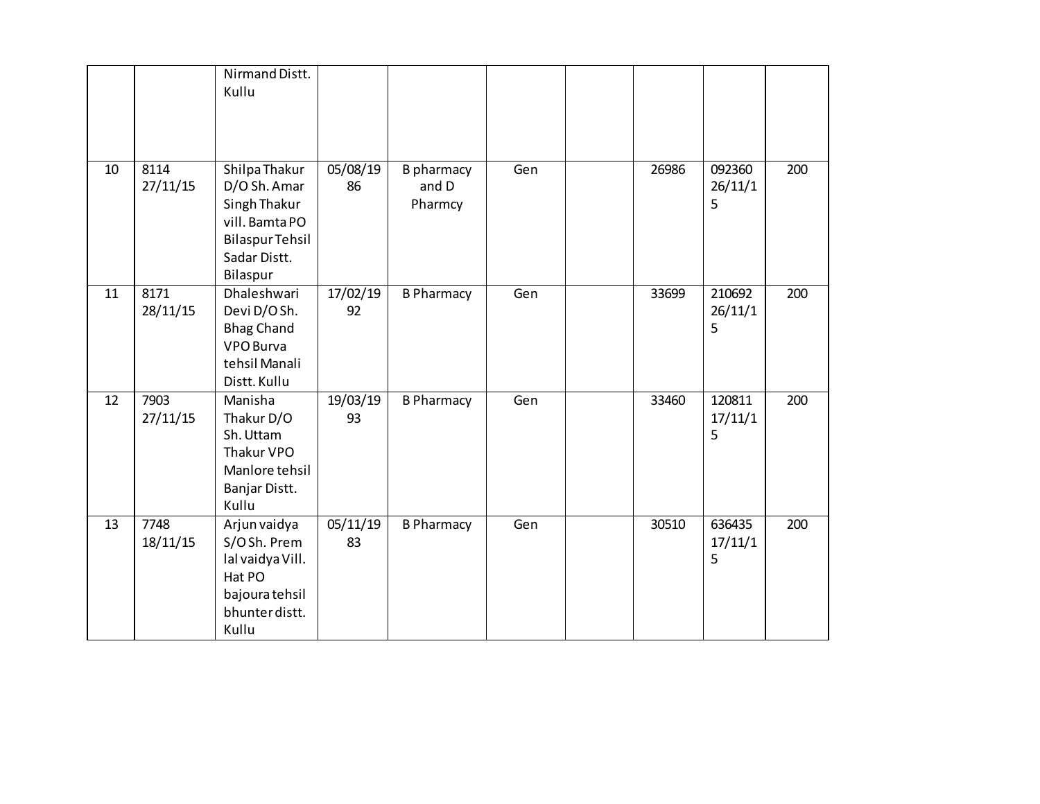| | | | | | | | | | |
|---|---|---|---|---|---|---|---|---|---|
| | | Nirmand Distt. Kullu | | | | | | | |
| 10 | 8114 27/11/15 | Shilpa Thakur D/O Sh. Amar Singh Thakur vill. Bamta PO Bilaspur Tehsil Sadar Distt. Bilaspur | 05/08/1986 | B pharmacy and D Pharmcy | Gen | | 26986 | 092360 26/11/15 | 200 |
| 11 | 8171 28/11/15 | Dhaleshwari Devi D/O Sh. Bhag Chand VPO Burva tehsil Manali Distt. Kullu | 17/02/1992 | B Pharmacy | Gen | | 33699 | 210692 26/11/15 | 200 |
| 12 | 7903 27/11/15 | Manisha Thakur D/O Sh. Uttam Thakur VPO Manlore tehsil Banjar Distt. Kullu | 19/03/1993 | B Pharmacy | Gen | | 33460 | 120811 17/11/15 | 200 |
| 13 | 7748 18/11/15 | Arjun vaidya S/O Sh. Prem lal vaidya Vill. Hat PO bajoura tehsil bhunter distt. Kullu | 05/11/1983 | B Pharmacy | Gen | | 30510 | 636435 17/11/15 | 200 |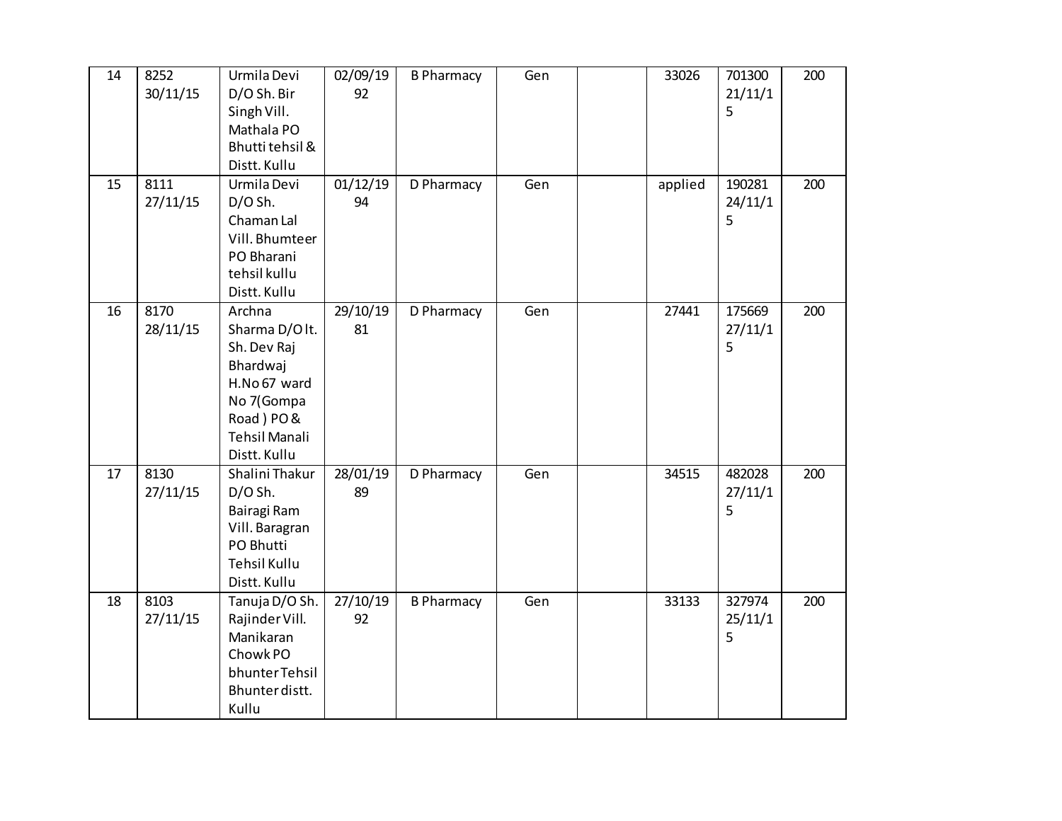| | | | | | | | | | |
|---|---|---|---|---|---|---|---|---|---|
| 14 | 8252 30/11/15 | Urmila Devi D/O Sh. Bir Singh Vill. Mathala PO Bhutti tehsil & Distt. Kullu | 02/09/1992 | B Pharmacy | Gen | | 33026 | 701300 21/11/15 | 200 |
| 15 | 8111 27/11/15 | Urmila Devi D/O Sh. Chaman Lal Vill. Bhumteer PO Bharani tehsil kullu Distt. Kullu | 01/12/1994 | D Pharmacy | Gen | | applied | 190281 24/11/15 | 200 |
| 16 | 8170 28/11/15 | Archna Sharma D/O lt. Sh. Dev Raj Bhardwaj H.No 67 ward No 7(Gompa Road ) PO & Tehsil Manali Distt. Kullu | 29/10/1981 | D Pharmacy | Gen | | 27441 | 175669 27/11/15 | 200 |
| 17 | 8130 27/11/15 | Shalini Thakur D/O Sh. Bairagi Ram Vill. Baragran PO Bhutti Tehsil Kullu Distt. Kullu | 28/01/1989 | D Pharmacy | Gen | | 34515 | 482028 27/11/15 | 200 |
| 18 | 8103 27/11/15 | Tanuja D/O Sh. Rajinder Vill. Manikaran Chowk PO bhunter Tehsil Bhunter distt. Kullu | 27/10/1992 | B Pharmacy | Gen | | 33133 | 327974 25/11/15 | 200 |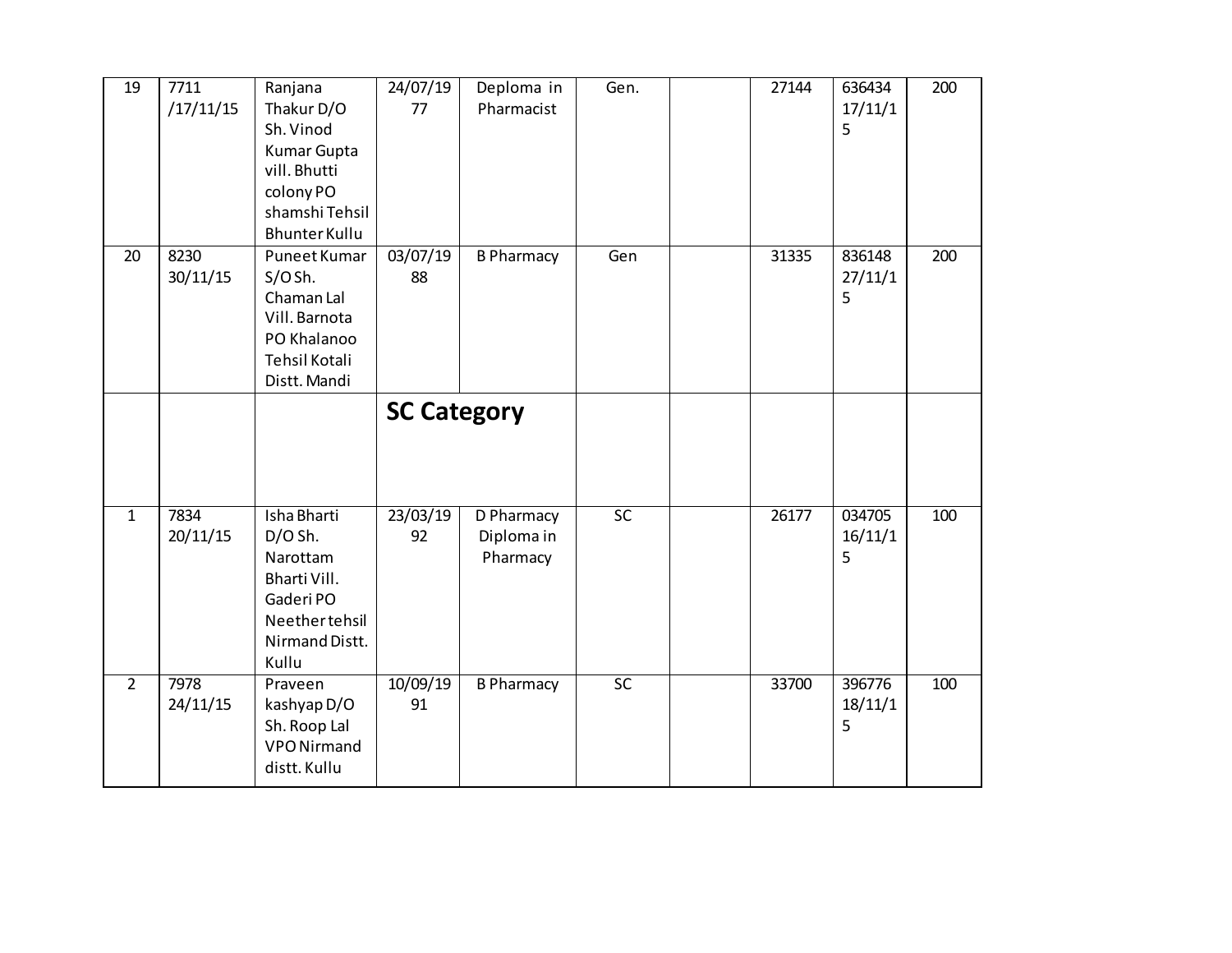| 19 | 7711 /17/11/15 | Ranjana Thakur D/O Sh. Vinod Kumar Gupta vill. Bhutti colony PO shamshi Tehsil Bhunter Kullu | 24/07/1977 | Deploma in Pharmacist | Gen. | | 27144 | 636434 17/11/15 | 200 |
|---|---|---|---|---|---|---|---|---|---|
| 20 | 8230 30/11/15 | Puneet Kumar S/O Sh. Chaman Lal Vill. Barnota PO Khalanoo Tehsil Kotali Distt. Mandi | 03/07/1988 | B Pharmacy | Gen | | 31335 | 836148 27/11/15 | 200 |
| | | | **SC Category** | | | | | | |
| 1 | 7834 20/11/15 | Isha Bharti D/O Sh. Narottam Bharti Vill. Gaderi PO Neether tehsil Nirmand Distt. Kullu | 23/03/1992 | D Pharmacy Diploma in Pharmacy | SC | | 26177 | 034705 16/11/15 | 100 |
| 2 | 7978 24/11/15 | Praveen kashyap D/O Sh. Roop Lal VPO Nirmand distt. Kullu | 10/09/1991 | B Pharmacy | SC | | 33700 | 396776 18/11/15 | 100 |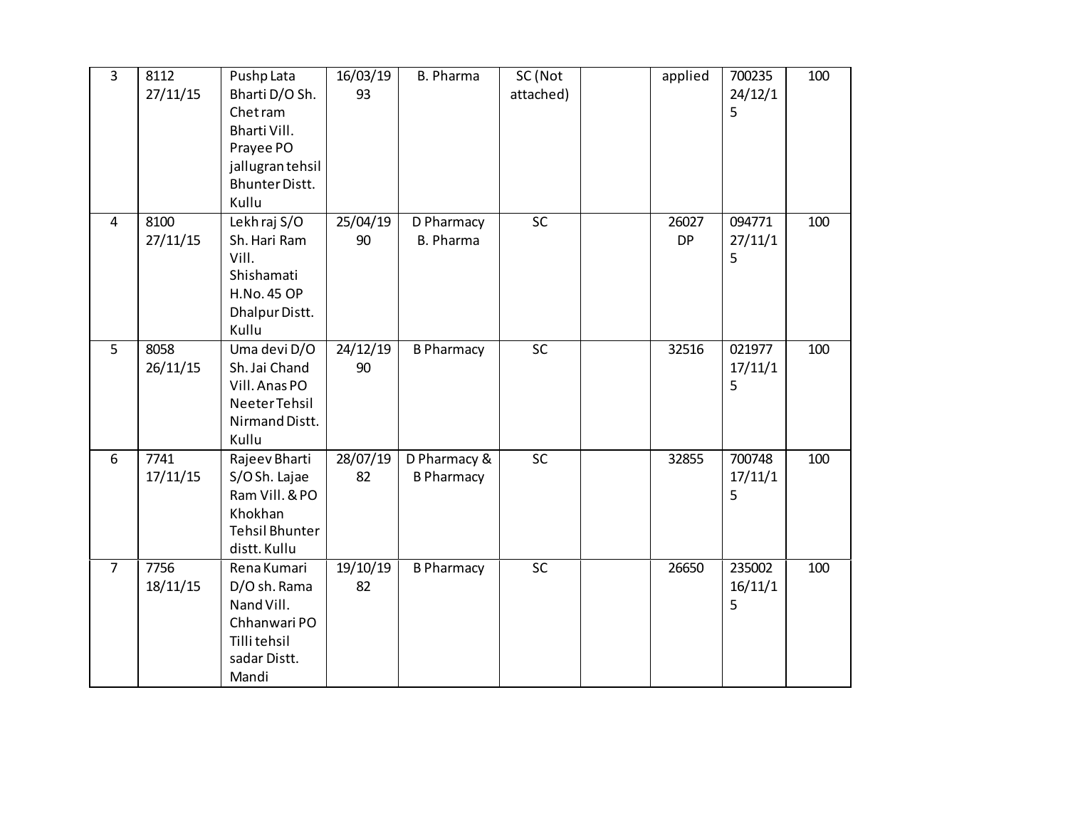| 3 | 8112 27/11/15 | Pushp Lata Bharti D/O Sh. Chet ram Bharti Vill. Prayee PO jallugran tehsil Bhunter Distt. Kullu | 16/03/1993 | B. Pharma | SC (Not attached) | | applied | 700235 24/12/15 | 100 |
|---|---|---|---|---|---|---|---|---|---|
| 4 | 8100 27/11/15 | Lekh raj S/O Sh. Hari Ram Vill. Shishamati H.No. 45 OP Dhalpur Distt. Kullu | 25/04/1990 | D Pharmacy B. Pharma | SC | | 26027 DP | 094771 27/11/15 | 100 |
| 5 | 8058 26/11/15 | Uma devi D/O Sh. Jai Chand Vill. Anas PO Neeter Tehsil Nirmand Distt. Kullu | 24/12/1990 | B Pharmacy | SC | | 32516 | 021977 17/11/15 | 100 |
| 6 | 7741 17/11/15 | Rajeev Bharti S/O Sh. Lajae Ram Vill. & PO Khokhan Tehsil Bhunter distt. Kullu | 28/07/1982 | D Pharmacy & B Pharmacy | SC | | 32855 | 700748 17/11/15 | 100 |
| 7 | 7756 18/11/15 | Rena Kumari D/O sh. Rama Nand Vill. Chhanwari PO Tilli tehsil sadar Distt. Mandi | 19/10/1982 | B Pharmacy | SC | | 26650 | 235002 16/11/15 | 100 |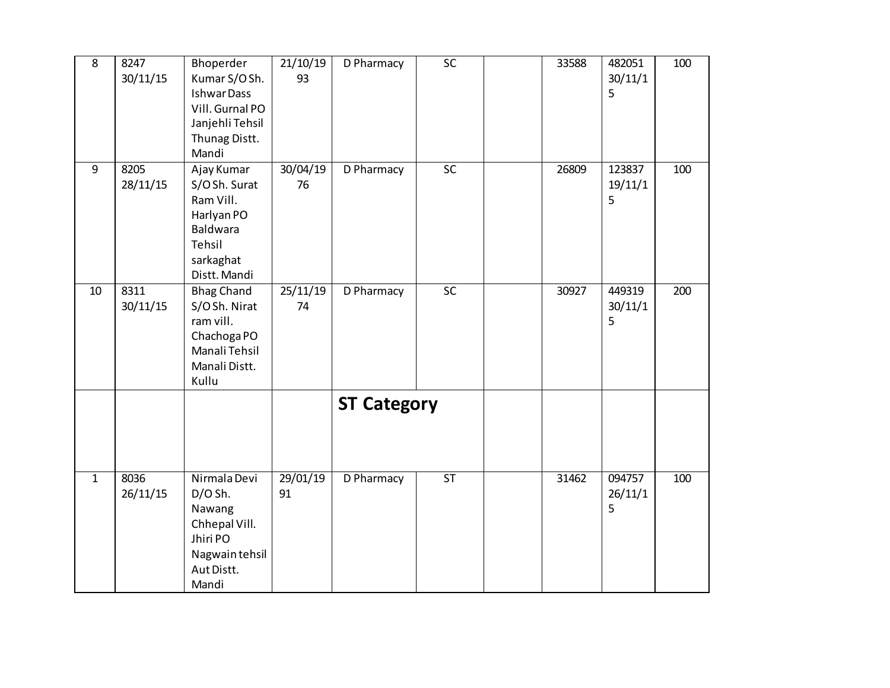| 8 | 8247 30/11/15 | Bhoperder Kumar S/O Sh. Ishwar Dass Vill. Gurnal PO Janjehli Tehsil Thunag Distt. Mandi | 21/10/1993 | D Pharmacy | SC | | 33588 | 482051 30/11/15 | 100 |
|---|---|---|---|---|---|---|---|---|---|
| 9 | 8205 28/11/15 | Ajay Kumar S/O Sh. Surat Ram Vill. Harlyan PO Baldwara Tehsil sarkaghat Distt. Mandi | 30/04/1976 | D Pharmacy | SC | | 26809 | 123837 19/11/15 | 100 |
| 10 | 8311 30/11/15 | Bhag Chand S/O Sh. Nirat ram vill. Chachoga PO Manali Tehsil Manali Distt. Kullu | 25/11/1974 | D Pharmacy | SC | | 30927 | 449319 30/11/15 | 200 |
| | | | | **ST Category** | | | | | |
| 1 | 8036 26/11/15 | Nirmala Devi D/O Sh. Nawang Chhepal Vill. Jhiri PO Nagwain tehsil Aut Distt. Mandi | 29/01/1991 | D Pharmacy | ST | | 31462 | 094757 26/11/15 | 100 |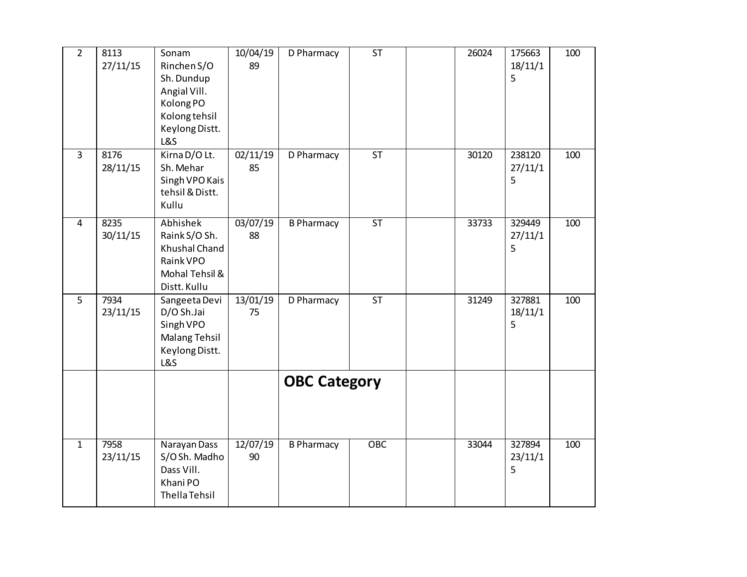| | | | | | | | | | |
|---|---|---|---|---|---|---|---|---|---|
| 2 | 8113 27/11/15 | Sonam Rinchen S/O Sh. Dundup Angial Vill. Kolong PO Kolong tehsil Keylong Distt. L&S | 10/04/1989 | D Pharmacy | ST | | 26024 | 175663 18/11/15 | 100 |
| 3 | 8176 28/11/15 | Kirna D/O Lt. Sh. Mehar Singh VPO Kais tehsil & Distt. Kullu | 02/11/1985 | D Pharmacy | ST | | 30120 | 238120 27/11/15 | 100 |
| 4 | 8235 30/11/15 | Abhishek Raink S/O Sh. Khushal Chand Raink VPO Mohal Tehsil & Distt. Kullu | 03/07/1988 | B Pharmacy | ST | | 33733 | 329449 27/11/15 | 100 |
| 5 | 7934 23/11/15 | Sangeeta Devi D/O Sh. Jai Singh VPO Malang Tehsil Keylong Distt. L&S | 13/01/1975 | D Pharmacy | ST | | 31249 | 327881 18/11/15 | 100 |
| | | | | **OBC Category** | | | | | |
| 1 | 7958 23/11/15 | Narayan Dass S/O Sh. Madho Dass Vill. Khani PO Thella Tehsil | 12/07/1990 | B Pharmacy | OBC | | 33044 | 327894 23/11/15 | 100 |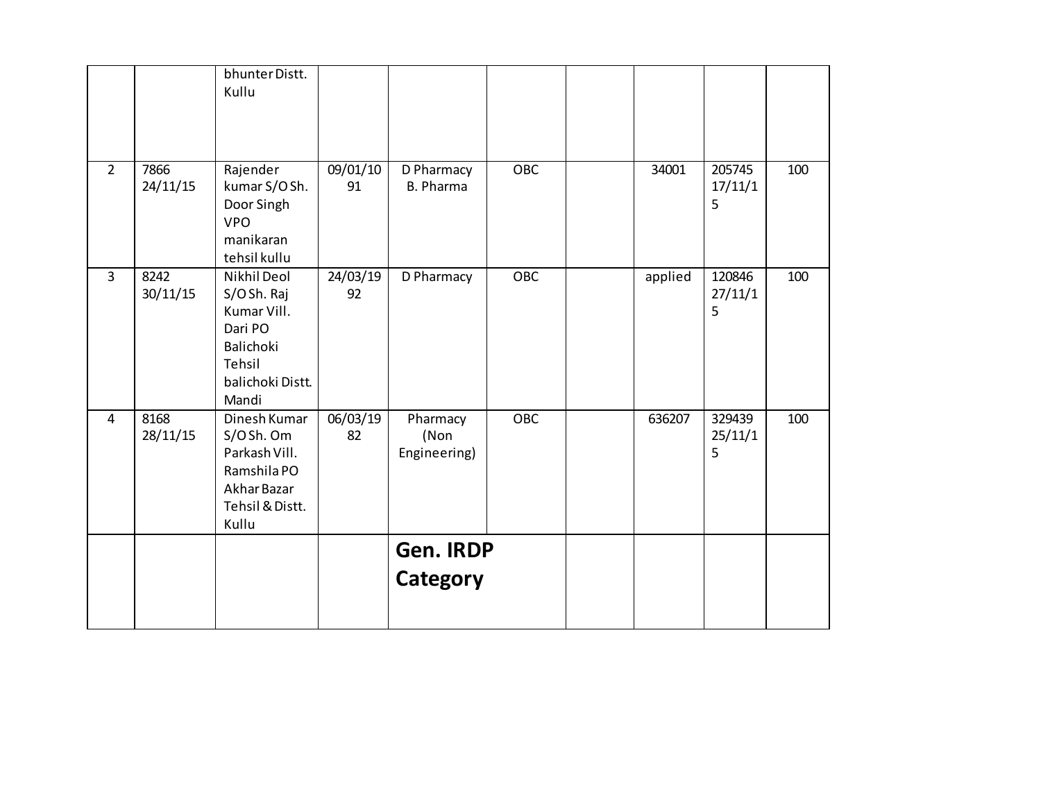|  |  |  |  |  |  |  |  |  |  |
|---|---|---|---|---|---|---|---|---|---|
|  |  | bhunter Distt. Kullu |  |  |  |  |  |  |  |
| 2 | 7866 24/11/15 | Rajender kumar S/O Sh. Door Singh VPO manikaran tehsil kullu | 09/01/10 91 | D Pharmacy B. Pharma | OBC |  | 34001 | 205745 17/11/1 5 | 100 |
| 3 | 8242 30/11/15 | Nikhil Deol S/O Sh. Raj Kumar Vill. Dari PO Balichoki Tehsil balichoki Distt. Mandi | 24/03/19 92 | D Pharmacy | OBC |  | applied | 120846 27/11/1 5 | 100 |
| 4 | 8168 28/11/15 | Dinesh Kumar S/O Sh. Om Parkash Vill. Ramshila PO Akhar Bazar Tehsil & Distt. Kullu | 06/03/19 82 | Pharmacy (Non Engineering) | OBC |  | 636207 | 329439 25/11/1 5 | 100 |
|  |  |  |  | **Gen. IRDP Category** |  |  |  |  |  |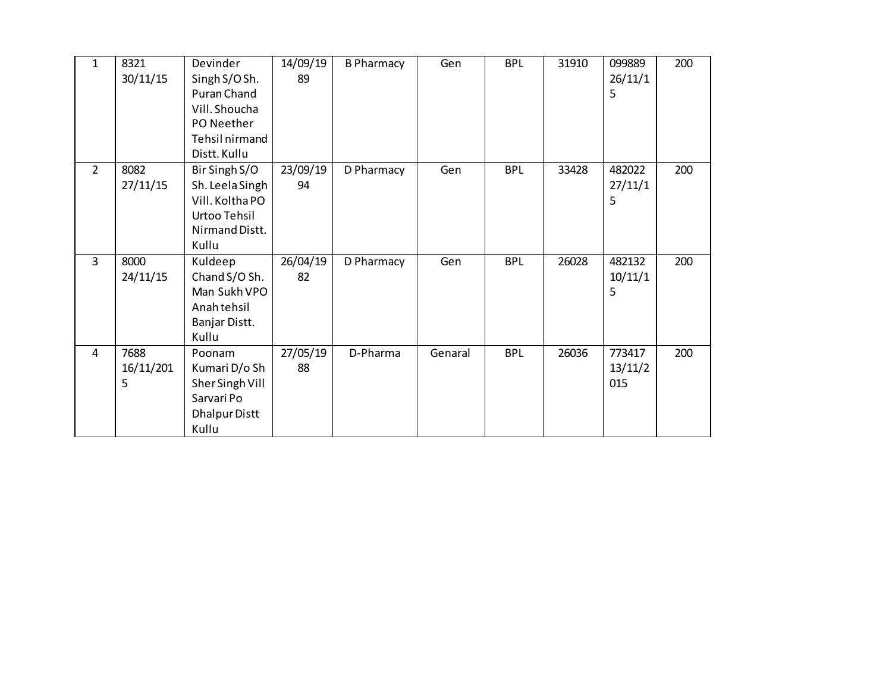| 1 | 8321 30/11/15 | Devinder Singh S/O Sh. Puran Chand Vill. Shoucha PO Neether Tehsil nirmand Distt. Kullu | 14/09/1989 | B Pharmacy | Gen | BPL | 31910 | 099889 26/11/15 | 200 |
|---|---|---|---|---|---|---|---|---|---|
| 2 | 8082 27/11/15 | Bir Singh S/O Sh. Leela Singh Vill. Koltha PO Urtoo Tehsil Nirmand Distt. Kullu | 23/09/1994 | D Pharmacy | Gen | BPL | 33428 | 482022 27/11/15 | 200 |
| 3 | 8000 24/11/15 | Kuldeep Chand S/O Sh. Man Sukh VPO Anah tehsil Banjar Distt. Kullu | 26/04/1982 | D Pharmacy | Gen | BPL | 26028 | 482132 10/11/15 | 200 |
| 4 | 7688 16/11/2015 | Poonam Kumari D/o Sh Sher Singh Vill Sarvari Po Dhalpur Distt Kullu | 27/05/1988 | D-Pharma | Genaral | BPL | 26036 | 773417 13/11/2015 | 200 |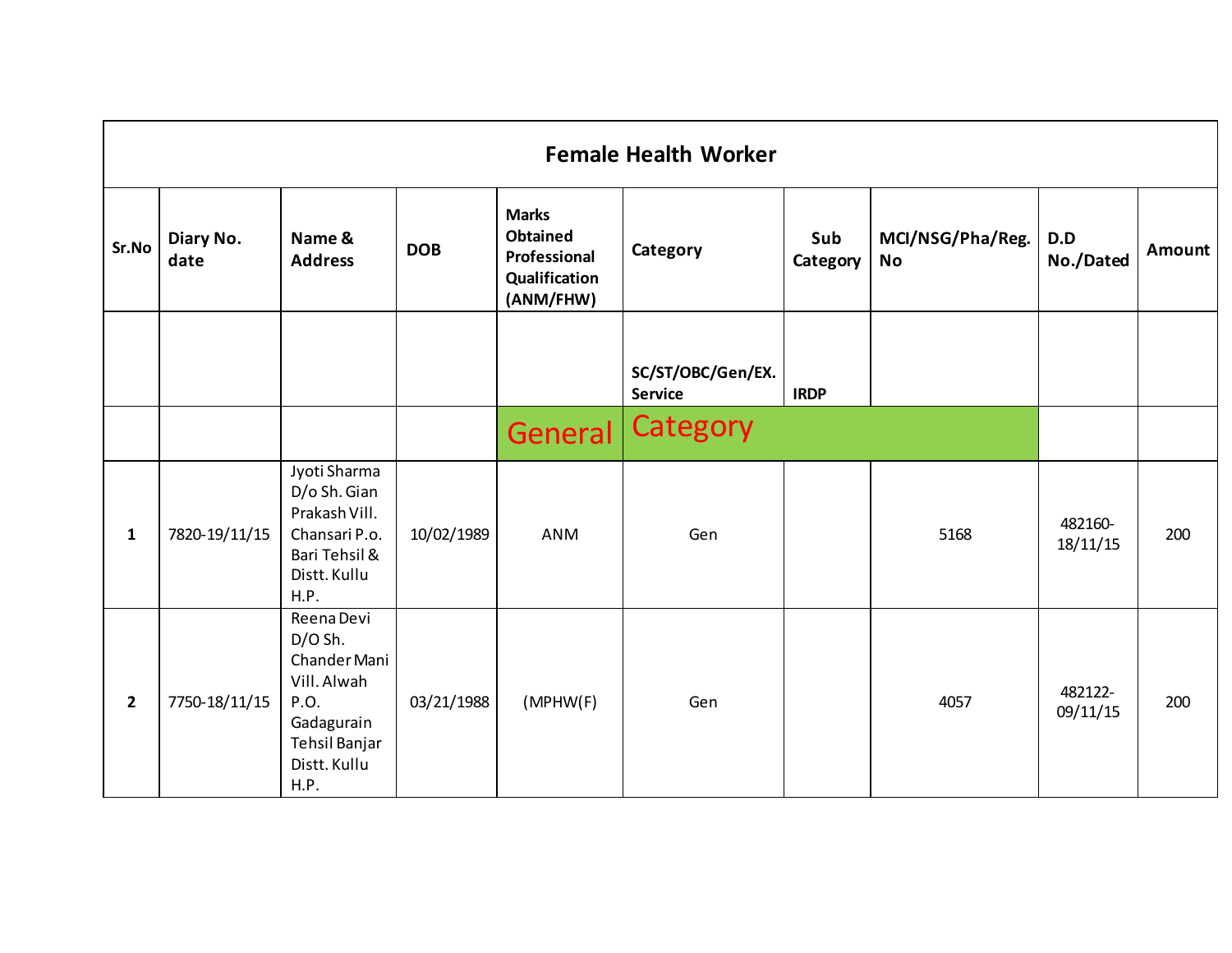| Female Health Worker | | | | | | | | | |
|---|---|---|---|---|---|---|---|---|---|
| **Sr.No** | **Diary No. date** | **Name & Address** | **DOB** | **Marks Obtained Professional Qualification (ANM/FHW)** | **Category** | **Sub Category** | **MCI/NSG/Pha/Reg. No** | **D.D No./Dated** | **Amount** |
| | | | | | **SC/ST/OBC/Gen/EX. Service** | **IRDP** | | | |
| | | | | General | Category | | | | |
| **1** | 7820-19/11/15 | Jyoti Sharma D/o Sh. Gian Prakash Vill. Chansari P.o. Bari Tehsil & Distt. Kullu H.P. | 10/02/1989 | ANM | Gen | | 5168 | 482160-18/11/15 | 200 |
| **2** | 7750-18/11/15 | Reena Devi D/O Sh. Chander Mani Vill. Alwah P.O. Gadagurain Tehsil Banjar Distt. Kullu H.P. | 03/21/1988 | (MPHW(F) | Gen | | 4057 | 482122-09/11/15 | 200 |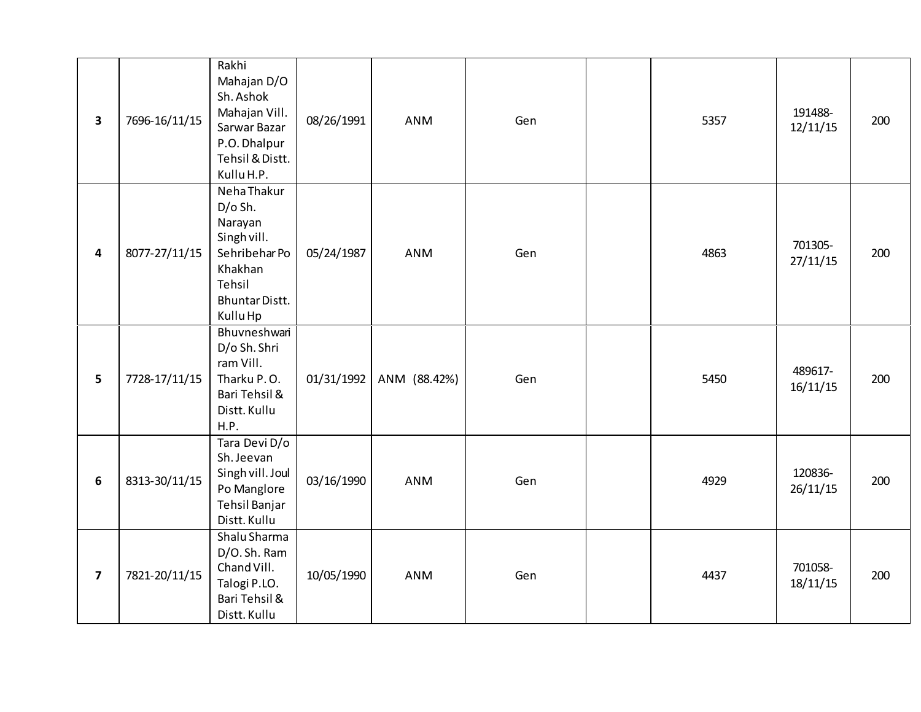| | | | | | | | | | |
|---|---|---|---|---|---|---|---|---|---|
| **3** | 7696-16/11/15 | Rakhi Mahajan D/O Sh. Ashok Mahajan Vill. Sarwar Bazar P.O. Dhalpur Tehsil & Distt. Kullu H.P. | 08/26/1991 | ANM | Gen | | 5357 | 191488-12/11/15 | 200 |
| **4** | 8077-27/11/15 | Neha Thakur D/o Sh. Narayan Singh vill. Sehribehar Po Khakhan Tehsil Bhuntar Distt. Kullu Hp | 05/24/1987 | ANM | Gen | | 4863 | 701305-27/11/15 | 200 |
| **5** | 7728-17/11/15 | Bhuvneshwari D/o Sh. Shri ram Vill. Tharku P. O. Bari Tehsil & Distt. Kullu H.P. | 01/31/1992 | ANM (88.42%) | Gen | | 5450 | 489617-16/11/15 | 200 |
| **6** | 8313-30/11/15 | Tara Devi D/o Sh. Jeevan Singh vill. Joul Po Manglore Tehsil Banjar Distt. Kullu | 03/16/1990 | ANM | Gen | | 4929 | 120836-26/11/15 | 200 |
| **7** | 7821-20/11/15 | Shalu Sharma D/O. Sh. Ram Chand Vill. Talogi P.LO. Bari Tehsil & Distt. Kullu | 10/05/1990 | ANM | Gen | | 4437 | 701058-18/11/15 | 200 |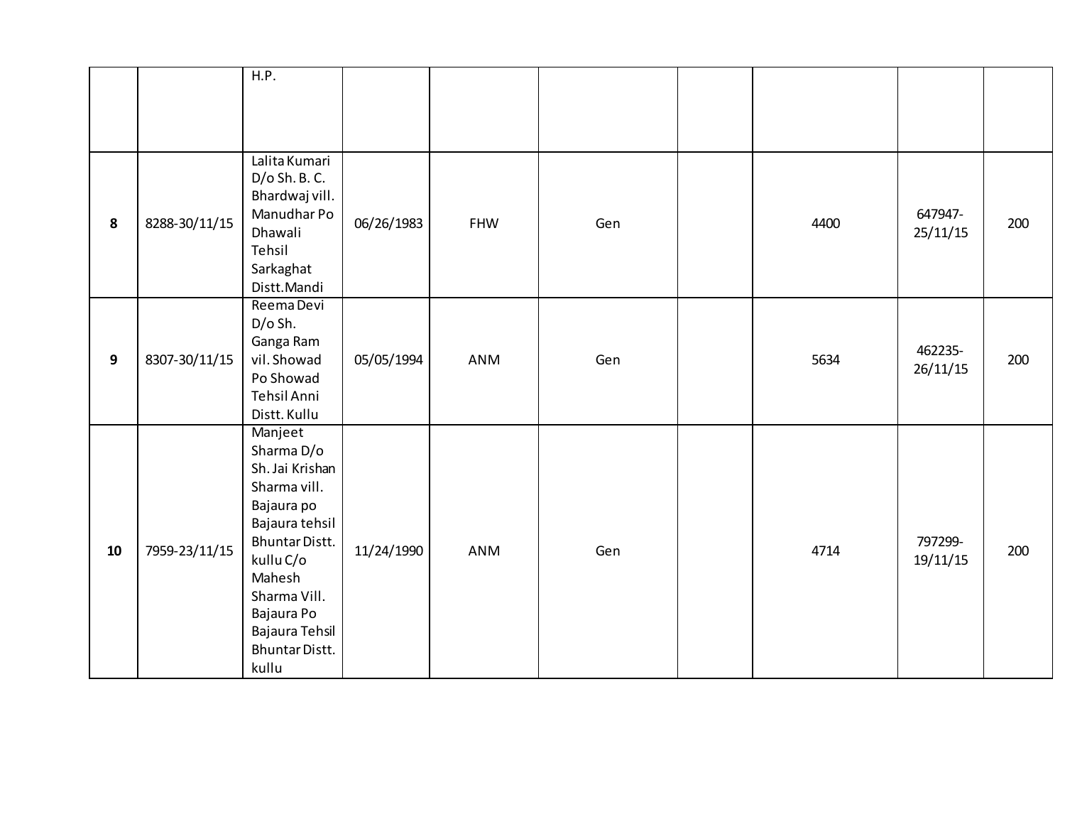| | | | | | | | | | |
|---|---|---|---|---|---|---|---|---|---|
| | | H.P. | | | | | | | |
| **8** | 8288-30/11/15 | Lalita Kumari D/o Sh. B. C. Bhardwaj vill. Manudhar Po Dhawali Tehsil Sarkaghat Distt.Mandi | 06/26/1983 | FHW | Gen | | 4400 | 647947-25/11/15 | 200 |
| **9** | 8307-30/11/15 | Reema Devi D/o Sh. Ganga Ram vil. Showad Po Showad Tehsil Anni Distt. Kullu | 05/05/1994 | ANM | Gen | | 5634 | 462235-26/11/15 | 200 |
| **10** | 7959-23/11/15 | Manjeet Sharma D/o Sh. Jai Krishan Sharma vill. Bajaura po Bajaura tehsil Bhuntar Distt. kullu C/o Mahesh Sharma Vill. Bajaura Po Bajaura Tehsil Bhuntar Distt. kullu | 11/24/1990 | ANM | Gen | | 4714 | 797299-19/11/15 | 200 |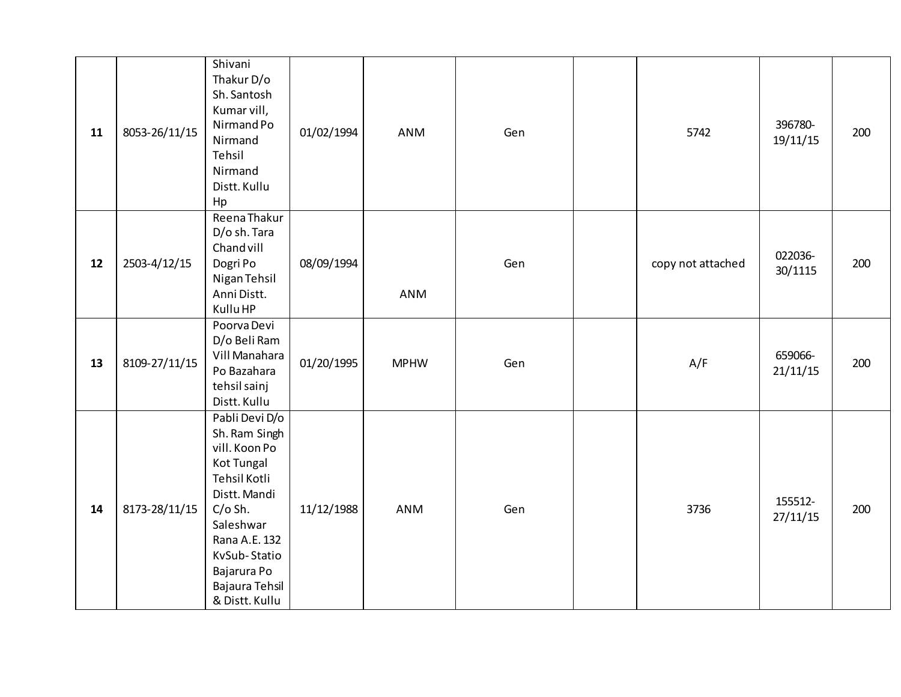| | | | | | | | | | |
|---|---|---|---|---|---|---|---|---|---|
| **11** | 8053-26/11/15 | Shivani Thakur D/o Sh. Santosh Kumar vill, Nirmand Po Nirmand Tehsil Nirmand Distt. Kullu Hp | 01/02/1994 | ANM | Gen | | 5742 | 396780-19/11/15 | 200 |
| **12** | 2503-4/12/15 | Reena Thakur D/o sh. Tara Chand vill Dogri Po Nigan Tehsil Anni Distt. Kullu HP | 08/09/1994 | ANM | Gen | | copy not attached | 022036-30/1115 | 200 |
| **13** | 8109-27/11/15 | Poorva Devi D/o Beli Ram Vill Manahara Po Bazahara tehsil sainj Distt. Kullu | 01/20/1995 | MPHW | Gen | | A/F | 659066-21/11/15 | 200 |
| **14** | 8173-28/11/15 | Pabli Devi D/o Sh. Ram Singh vill. Koon Po Kot Tungal Tehsil Kotli Distt. Mandi C/o Sh. Saleshwar Rana A.E. 132 KvSub- Statio Bajarura Po Bajaura Tehsil & Distt. Kullu | 11/12/1988 | ANM | Gen | | 3736 | 155512-27/11/15 | 200 |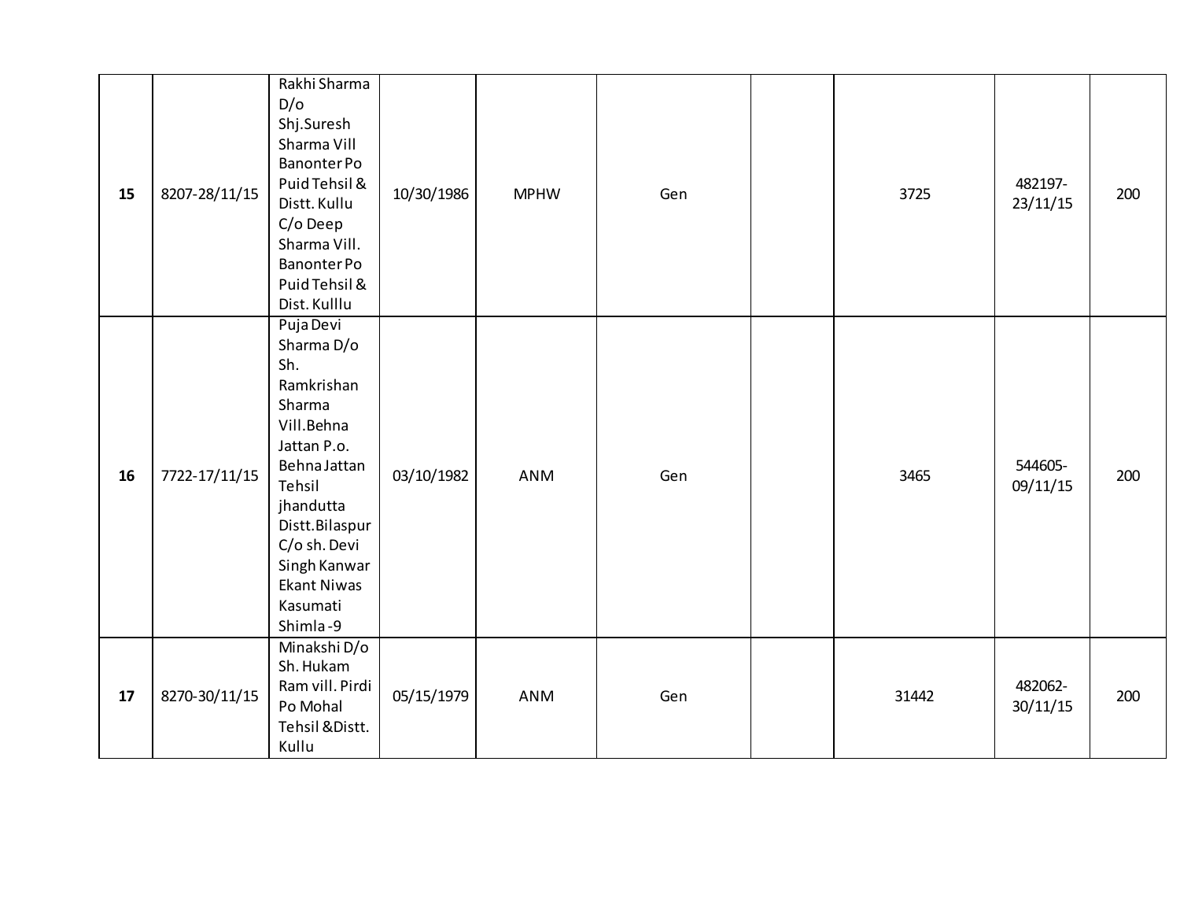| | | | | | | | | | |
|---|---|---|---|---|---|---|---|---|---|
| **15** | 8207-28/11/15 | Rakhi Sharma D/o Shj.Suresh Sharma Vill Banonter Po Puid Tehsil & Distt. Kullu C/o Deep Sharma Vill. Banonter Po Puid Tehsil & Dist. Kulllu | 10/30/1986 | MPHW | Gen | | 3725 | 482197-23/11/15 | 200 |
| **16** | 7722-17/11/15 | Puja Devi Sharma D/o Sh. Ramkrishan Sharma Vill.Behna Jattan P.o. Behna Jattan Tehsil jhandutta Distt.Bilaspur C/o sh. Devi Singh Kanwar Ekant Niwas Kasumati Shimla-9 | 03/10/1982 | ANM | Gen | | 3465 | 544605-09/11/15 | 200 |
| **17** | 8270-30/11/15 | Minakshi D/o Sh. Hukam Ram vill. Pirdi Po Mohal Tehsil &Distt. Kullu | 05/15/1979 | ANM | Gen | | 31442 | 482062-30/11/15 | 200 |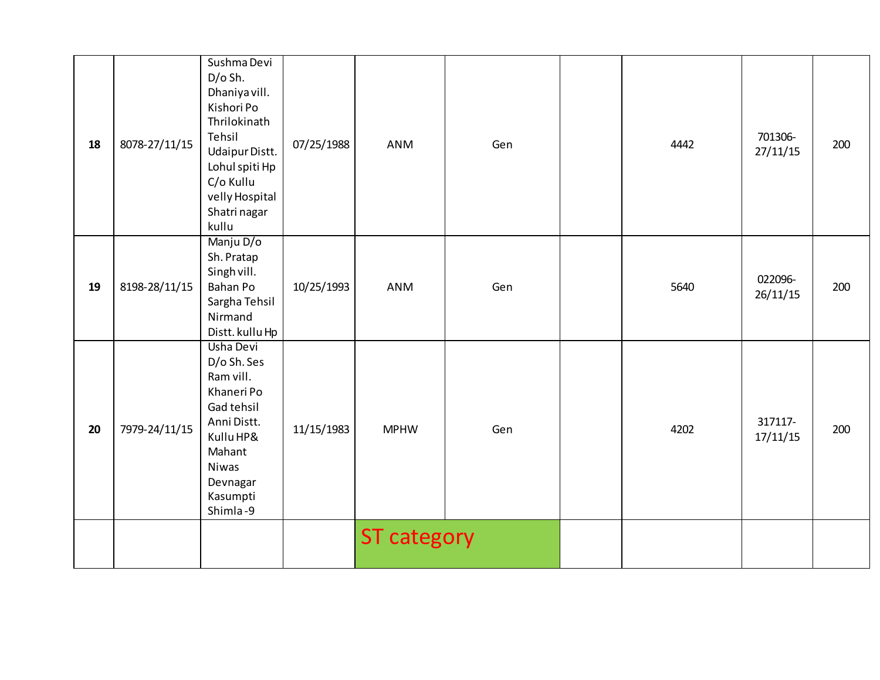| | | | | | | | | | |
|---|---|---|---|---|---|---|---|---|---|
| **18** | 8078-27/11/15 | Sushma Devi D/o Sh. Dhaniya vill. Kishori Po Thrilokinath Tehsil Udaipur Distt. Lohul spiti Hp C/o Kullu velly Hospital Shatri nagar kullu | 07/25/1988 | ANM | Gen | | 4442 | 701306-27/11/15 | 200 |
| **19** | 8198-28/11/15 | Manju D/o Sh. Pratap Singh vill. Bahan Po Sargha Tehsil Nirmand Distt. kullu Hp | 10/25/1993 | ANM | Gen | | 5640 | 022096-26/11/15 | 200 |
| **20** | 7979-24/11/15 | Usha Devi D/o Sh. Ses Ram vill. Khaneri Po Gad tehsil Anni Distt. Kullu HP& Mahant Niwas Devnagar Kasumpti Shimla-9 | 11/15/1983 | MPHW | Gen | | 4202 | 317117-17/11/15 | 200 |
| | | | | ST category | | | | | |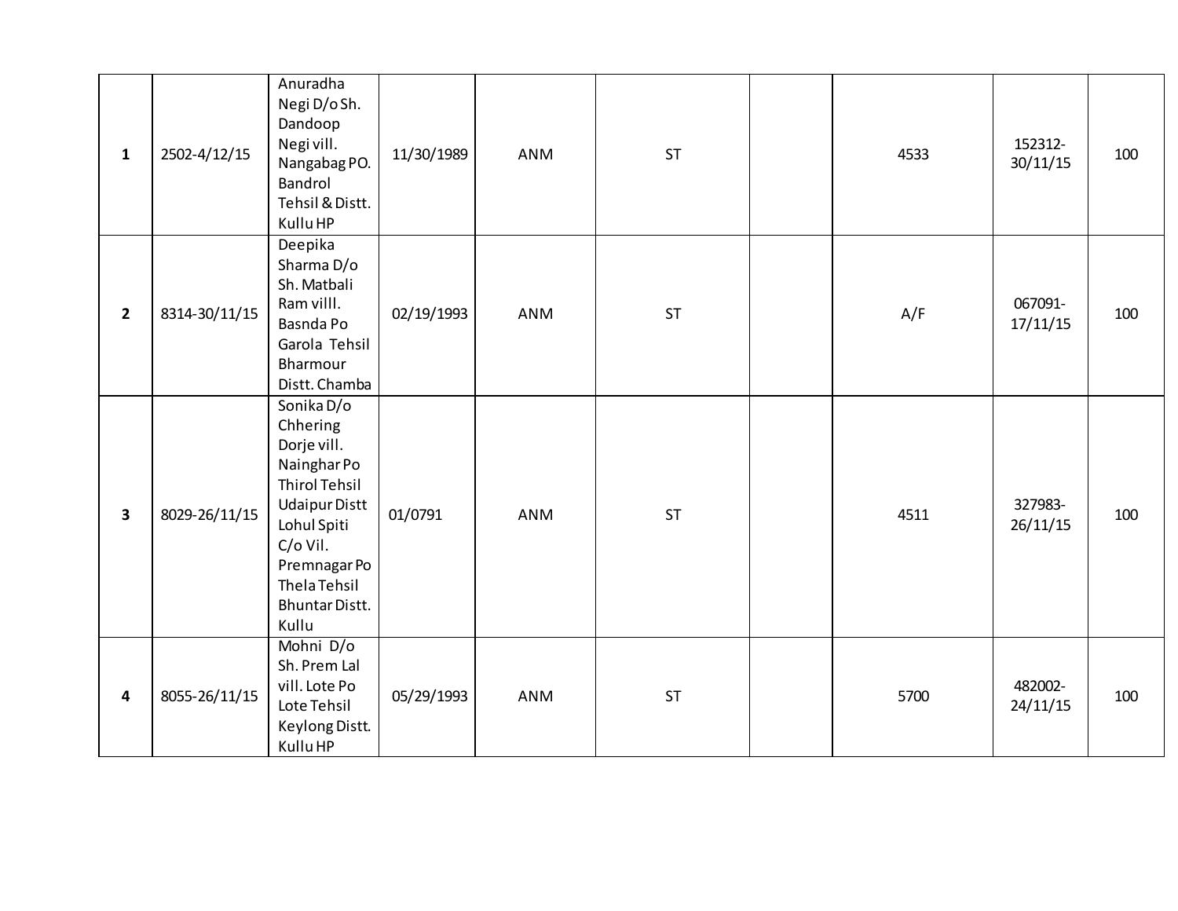| | | | | | | | | | |
|---|---|---|---|---|---|---|---|---|---|
| **1** | 2502-4/12/15 | Anuradha Negi D/o Sh. Dandoop Negi vill. Nangabag PO. Bandrol Tehsil & Distt. Kullu HP | 11/30/1989 | ANM | ST | | 4533 | 152312-30/11/15 | 100 |
| **2** | 8314-30/11/15 | Deepika Sharma D/o Sh. Matbali Ram villl. Basnda Po Garola Tehsil Bharmour Distt. Chamba | 02/19/1993 | ANM | ST | | A/F | 067091-17/11/15 | 100 |
| **3** | 8029-26/11/15 | Sonika D/o Chhering Dorje vill. Nainghar Po Thirol Tehsil Udaipur Distt Lohul Spiti C/o Vil. Premnagar Po Thela Tehsil Bhuntar Distt. Kullu | 01/0791 | ANM | ST | | 4511 | 327983-26/11/15 | 100 |
| **4** | 8055-26/11/15 | Mohni D/o Sh. Prem Lal vill. Lote Po Lote Tehsil Keylong Distt. Kullu HP | 05/29/1993 | ANM | ST | | 5700 | 482002-24/11/15 | 100 |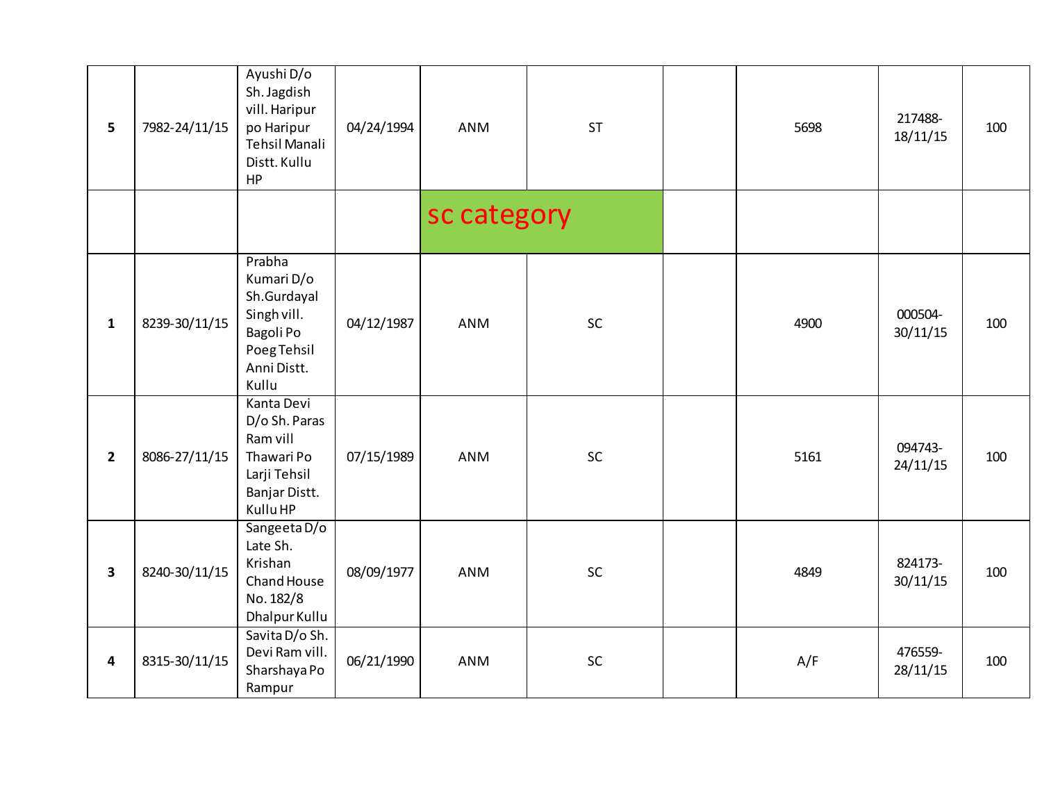| | | | | | | | | | |
|---|---|---|---|---|---|---|---|---|---|
| **5** | 7982-24/11/15 | Ayushi D/o Sh. Jagdish vill. Haripur po Haripur Tehsil Manali Distt. Kullu HP | 04/24/1994 | ANM | ST | | 5698 | 217488-18/11/15 | 100 |
| | | | | sc category | | | | | |
| **1** | 8239-30/11/15 | Prabha Kumari D/o Sh.Gurdayal Singh vill. Bagoli Po Poeg Tehsil Anni Distt. Kullu | 04/12/1987 | ANM | SC | | 4900 | 000504-30/11/15 | 100 |
| **2** | 8086-27/11/15 | Kanta Devi D/o Sh. Paras Ram vill Thawari Po Larji Tehsil Banjar Distt. Kullu HP | 07/15/1989 | ANM | SC | | 5161 | 094743-24/11/15 | 100 |
| **3** | 8240-30/11/15 | Sangeeta D/o Late Sh. Krishan Chand House No. 182/8 Dhalpur Kullu | 08/09/1977 | ANM | SC | | 4849 | 824173-30/11/15 | 100 |
| **4** | 8315-30/11/15 | Savita D/o Sh. Devi Ram vill. Sharshaya Po Rampur | 06/21/1990 | ANM | SC | | A/F | 476559-28/11/15 | 100 |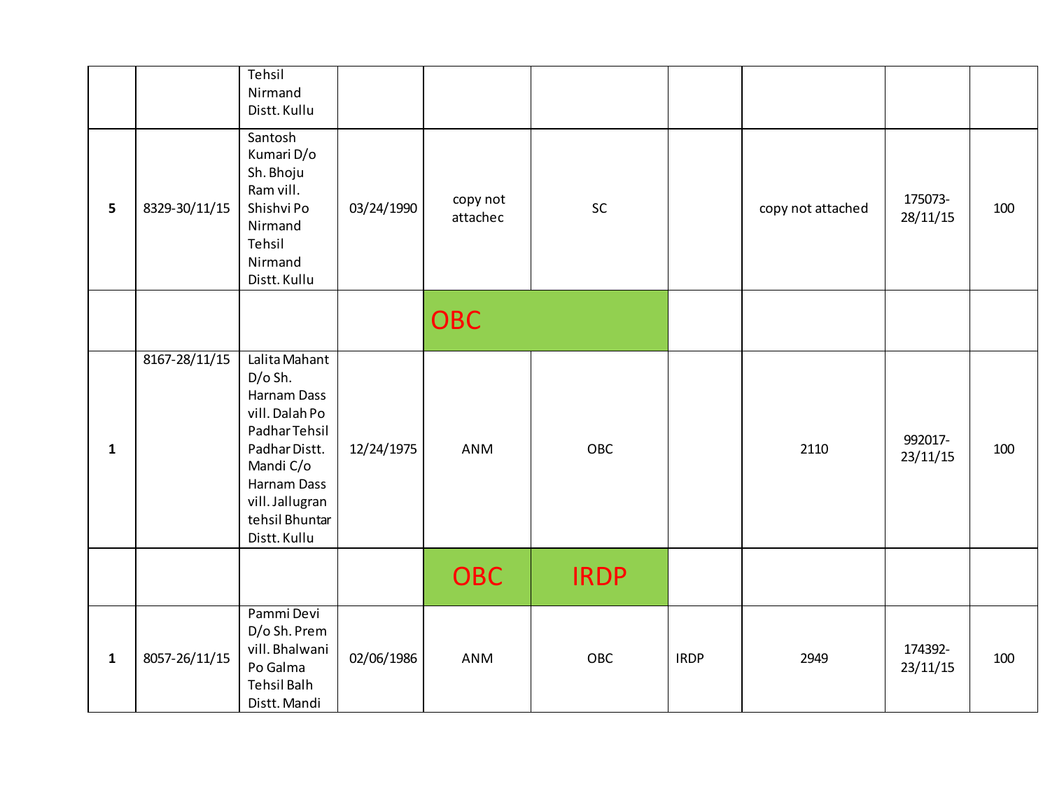|  |  |  |  |  |  |  |  |  |  |
|---|---|---|---|---|---|---|---|---|---|
|  |  | Tehsil Nirmand Distt. Kullu |  |  |  |  |  |  |  |
| **5** | 8329-30/11/15 | Santosh Kumari D/o Sh. Bhoju Ram vill. Shishvi Po Nirmand Tehsil Nirmand Distt. Kullu | 03/24/1990 | copy not attachec | SC |  | copy not attached | 175073-28/11/15 | 100 |
|  |  |  |  | OBC |  |  |  |  |  |
| **1** | 8167-28/11/15 | Lalita Mahant D/o Sh. Harnam Dass vill. Dalah Po Padhar Tehsil Padhar Distt. Mandi C/o Harnam Dass vill. Jallugran tehsil Bhuntar Distt. Kullu | 12/24/1975 | ANM | OBC |  | 2110 | 992017-23/11/15 | 100 |
|  |  |  |  | OBC | IRDP |  |  |  |  |
| **1** | 8057-26/11/15 | Pammi Devi D/o Sh. Prem vill. Bhalwani Po Galma Tehsil Balh Distt. Mandi | 02/06/1986 | ANM | OBC | IRDP | 2949 | 174392-23/11/15 | 100 |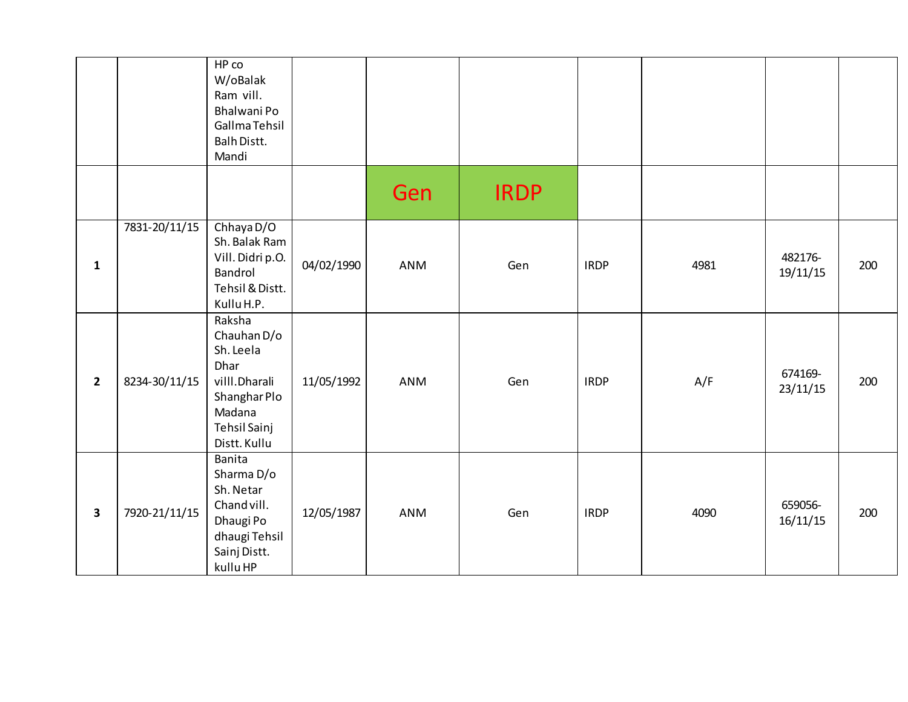| | | | | | | | | | |
|---|---|---|---|---|---|---|---|---|---|
| | | HP co W/oBalak Ram vill. Bhalwani Po Gallma Tehsil Balh Distt. Mandi | | | | | | | |
| | | | | Gen | IRDP | | | | |
| **1** | 7831-20/11/15 | Chhaya D/O Sh. Balak Ram Vill. Didri p.O. Bandrol Tehsil & Distt. Kullu H.P. | 04/02/1990 | ANM | Gen | IRDP | 4981 | 482176-19/11/15 | 200 |
| **2** | 8234-30/11/15 | Raksha Chauhan D/o Sh. Leela Dhar villl.Dharali Shanghar Plo Madana Tehsil Sainj Distt. Kullu | 11/05/1992 | ANM | Gen | IRDP | A/F | 674169-23/11/15 | 200 |
| **3** | 7920-21/11/15 | Banita Sharma D/o Sh. Netar Chand vill. Dhaugi Po dhaugi Tehsil Sainj Distt. kullu HP | 12/05/1987 | ANM | Gen | IRDP | 4090 | 659056-16/11/15 | 200 |